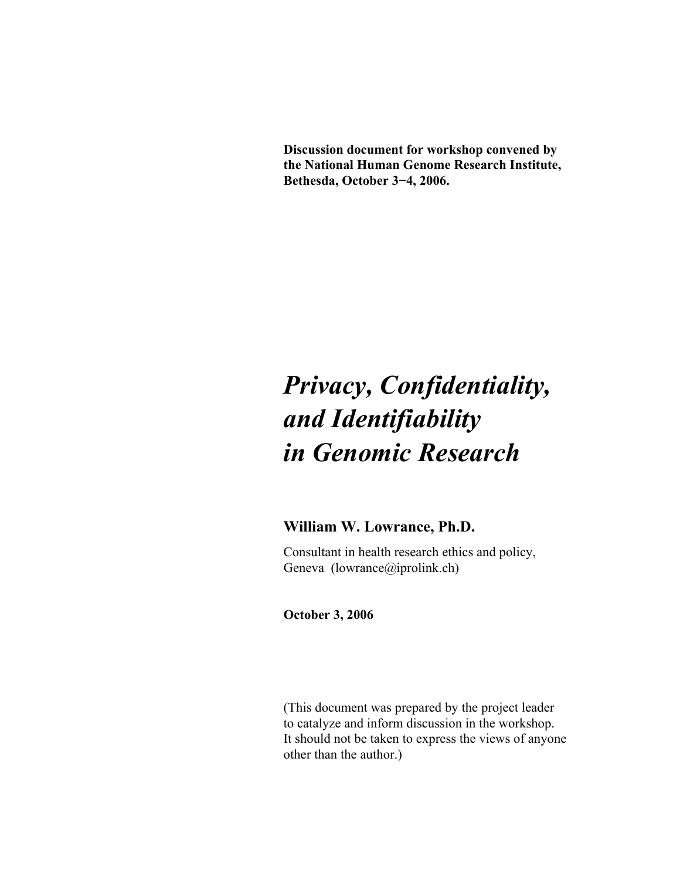**Discussion document for workshop convened by the National Human Genome Research Institute, Bethesda, October 3−4, 2006.**

# *Privacy, Confidentiality, and Identifiability in Genomic Research*

**William W. Lowrance, Ph.D.**

Consultant in health research ethics and policy, Geneva (lowrance@iprolink.ch)

**October 3, 2006**

(This document was prepared by the project leader to catalyze and inform discussion in the workshop. It should not be taken to express the views of anyone other than the author.)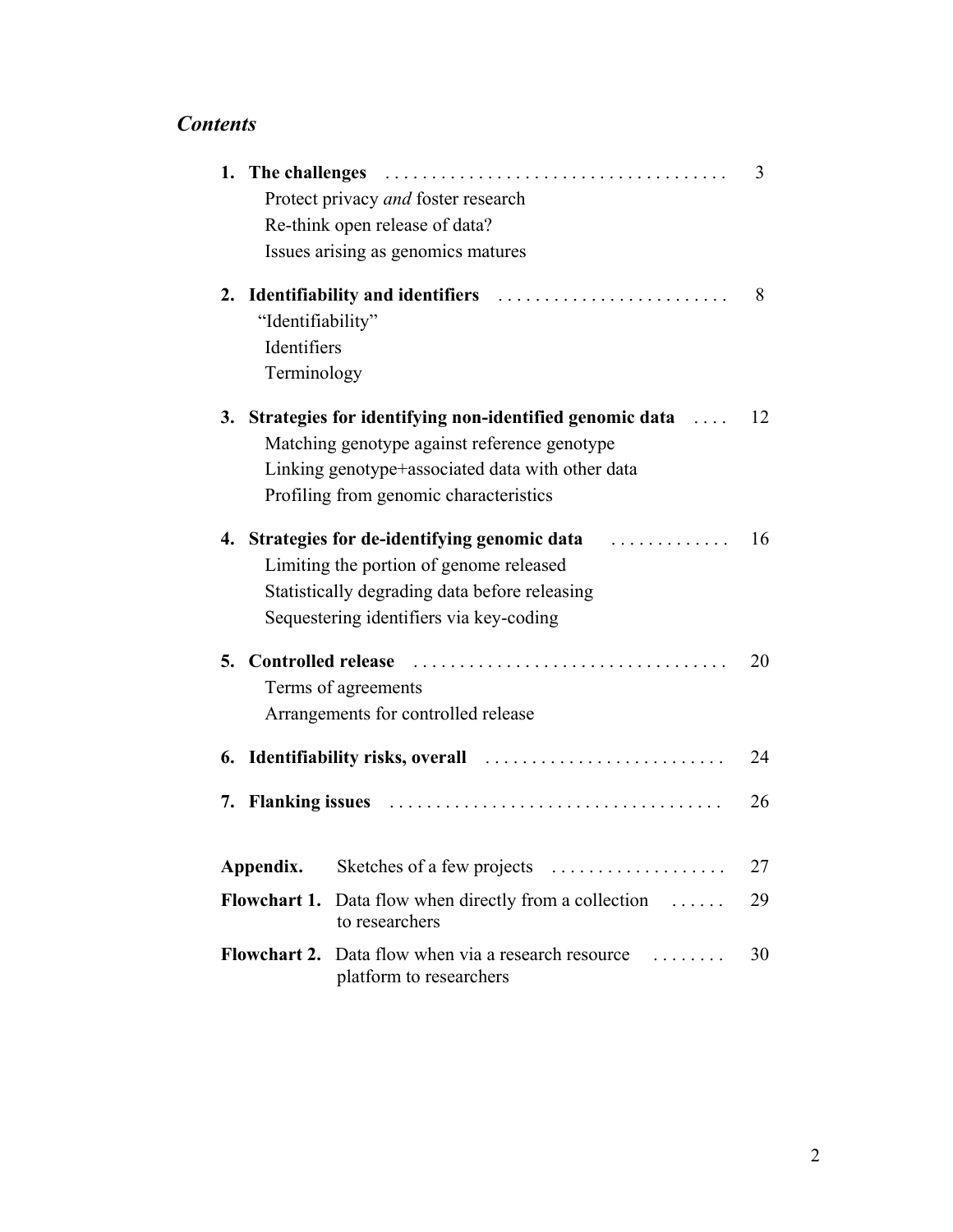## *Contents*

**1. The challenges** . . . . . . . . . . . . . . . . . . . . . . . . . . . . . . . . . . . . 3

Protect privacy *and* foster research
Re-think open release of data?
Issues arising as genomics matures

**2. Identifiability and identifiers** . . . . . . . . . . . . . . . . . . . . . . . . . . 8

"Identifiability"
Identifiers
Terminology

**3. Strategies for identifying non-identified genomic data** . . . . 12

Matching genotype against reference genotype
Linking genotype+associated data with other data
Profiling from genomic characteristics

**4. Strategies for de-identifying genomic data** . . . . . . . . . . . . . 16

Limiting the portion of genome released
Statistically degrading data before releasing
Sequestering identifiers via key-coding

**5. Controlled release** . . . . . . . . . . . . . . . . . . . . . . . . . . . . . . . . . . 20

Terms of agreements
Arrangements for controlled release

**6. Identifiability risks, overall** . . . . . . . . . . . . . . . . . . . . . . . . . . 24

**7. Flanking issues** . . . . . . . . . . . . . . . . . . . . . . . . . . . . . . . . . . . . 26

**Appendix.** Sketches of a few projects . . . . . . . . . . . . . . . . . . . 27

**Flowchart 1.** Data flow when directly from a collection to researchers . . . . . . 29

**Flowchart 2.** Data flow when via a research resource platform to researchers . . . . . . . . 30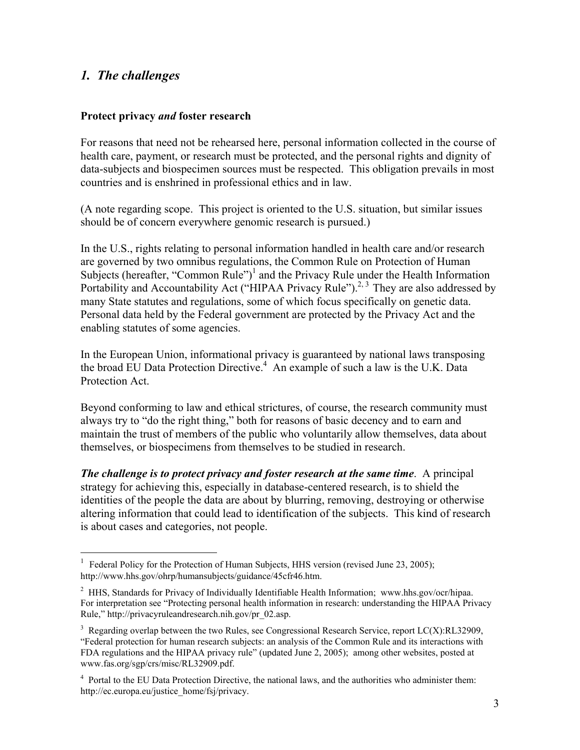## *1. The challenges*

### Protect privacy *and* foster research

For reasons that need not be rehearsed here, personal information collected in the course of health care, payment, or research must be protected, and the personal rights and dignity of data-subjects and biospecimen sources must be respected. This obligation prevails in most countries and is enshrined in professional ethics and in law.

(A note regarding scope. This project is oriented to the U.S. situation, but similar issues should be of concern everywhere genomic research is pursued.)

In the U.S., rights relating to personal information handled in health care and/or research are governed by two omnibus regulations, the Common Rule on Protection of Human Subjects (hereafter, "Common Rule")[1] and the Privacy Rule under the Health Information Portability and Accountability Act ("HIPAA Privacy Rule").[2, 3] They are also addressed by many State statutes and regulations, some of which focus specifically on genetic data. Personal data held by the Federal government are protected by the Privacy Act and the enabling statutes of some agencies.

In the European Union, informational privacy is guaranteed by national laws transposing the broad EU Data Protection Directive.[4] An example of such a law is the U.K. Data Protection Act.

Beyond conforming to law and ethical strictures, of course, the research community must always try to "do the right thing," both for reasons of basic decency and to earn and maintain the trust of members of the public who voluntarily allow themselves, data about themselves, or biospecimens from themselves to be studied in research.

***The challenge is to protect privacy and foster research at the same time***. A principal strategy for achieving this, especially in database-centered research, is to shield the identities of the people the data are about by blurring, removing, destroying or otherwise altering information that could lead to identification of the subjects. This kind of research is about cases and categories, not people.

---

[1] Federal Policy for the Protection of Human Subjects, HHS version (revised June 23, 2005); http://www.hhs.gov/ohrp/humansubjects/guidance/45cfr46.htm.

[2] HHS, Standards for Privacy of Individually Identifiable Health Information; www.hhs.gov/ocr/hipaa. For interpretation see "Protecting personal health information in research: understanding the HIPAA Privacy Rule," http://privacyruleandresearch.nih.gov/pr_02.asp.

[3] Regarding overlap between the two Rules, see Congressional Research Service, report LC(X):RL32909, "Federal protection for human research subjects: an analysis of the Common Rule and its interactions with FDA regulations and the HIPAA privacy rule" (updated June 2, 2005); among other websites, posted at www.fas.org/sgp/crs/misc/RL32909.pdf.

[4] Portal to the EU Data Protection Directive, the national laws, and the authorities who administer them: http://ec.europa.eu/justice_home/fsj/privacy.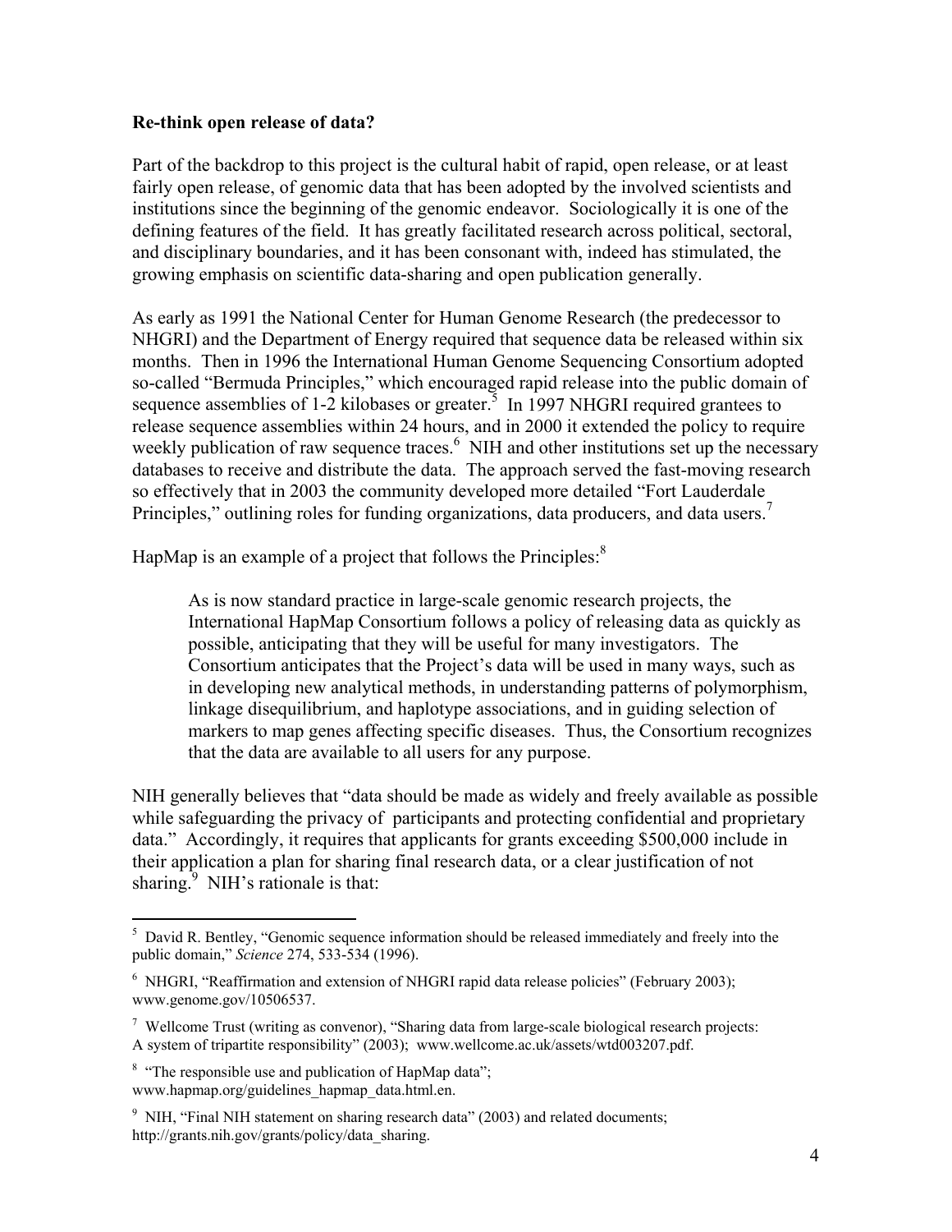**Re-think open release of data?**

Part of the backdrop to this project is the cultural habit of rapid, open release, or at least fairly open release, of genomic data that has been adopted by the involved scientists and institutions since the beginning of the genomic endeavor. Sociologically it is one of the defining features of the field. It has greatly facilitated research across political, sectoral, and disciplinary boundaries, and it has been consonant with, indeed has stimulated, the growing emphasis on scientific data-sharing and open publication generally.

As early as 1991 the National Center for Human Genome Research (the predecessor to NHGRI) and the Department of Energy required that sequence data be released within six months. Then in 1996 the International Human Genome Sequencing Consortium adopted so-called "Bermuda Principles," which encouraged rapid release into the public domain of sequence assemblies of 1-2 kilobases or greater.[5] In 1997 NHGRI required grantees to release sequence assemblies within 24 hours, and in 2000 it extended the policy to require weekly publication of raw sequence traces.[6] NIH and other institutions set up the necessary databases to receive and distribute the data. The approach served the fast-moving research so effectively that in 2003 the community developed more detailed "Fort Lauderdale Principles," outlining roles for funding organizations, data producers, and data users.[7]

HapMap is an example of a project that follows the Principles:[8]

> As is now standard practice in large-scale genomic research projects, the International HapMap Consortium follows a policy of releasing data as quickly as possible, anticipating that they will be useful for many investigators. The Consortium anticipates that the Project's data will be used in many ways, such as in developing new analytical methods, in understanding patterns of polymorphism, linkage disequilibrium, and haplotype associations, and in guiding selection of markers to map genes affecting specific diseases. Thus, the Consortium recognizes that the data are available to all users for any purpose.

NIH generally believes that "data should be made as widely and freely available as possible while safeguarding the privacy of participants and protecting confidential and proprietary data." Accordingly, it requires that applicants for grants exceeding $500,000 include in their application a plan for sharing final research data, or a clear justification of not sharing.[9] NIH's rationale is that:

---

[5] David R. Bentley, "Genomic sequence information should be released immediately and freely into the public domain," *Science* 274, 533-534 (1996).

[6] NHGRI, "Reaffirmation and extension of NHGRI rapid data release policies" (February 2003); www.genome.gov/10506537.

[7] Wellcome Trust (writing as convenor), "Sharing data from large-scale biological research projects: A system of tripartite responsibility" (2003); www.wellcome.ac.uk/assets/wtd003207.pdf.

[8] "The responsible use and publication of HapMap data"; www.hapmap.org/guidelines_hapmap_data.html.en.

[9] NIH, "Final NIH statement on sharing research data" (2003) and related documents; http://grants.nih.gov/grants/policy/data_sharing.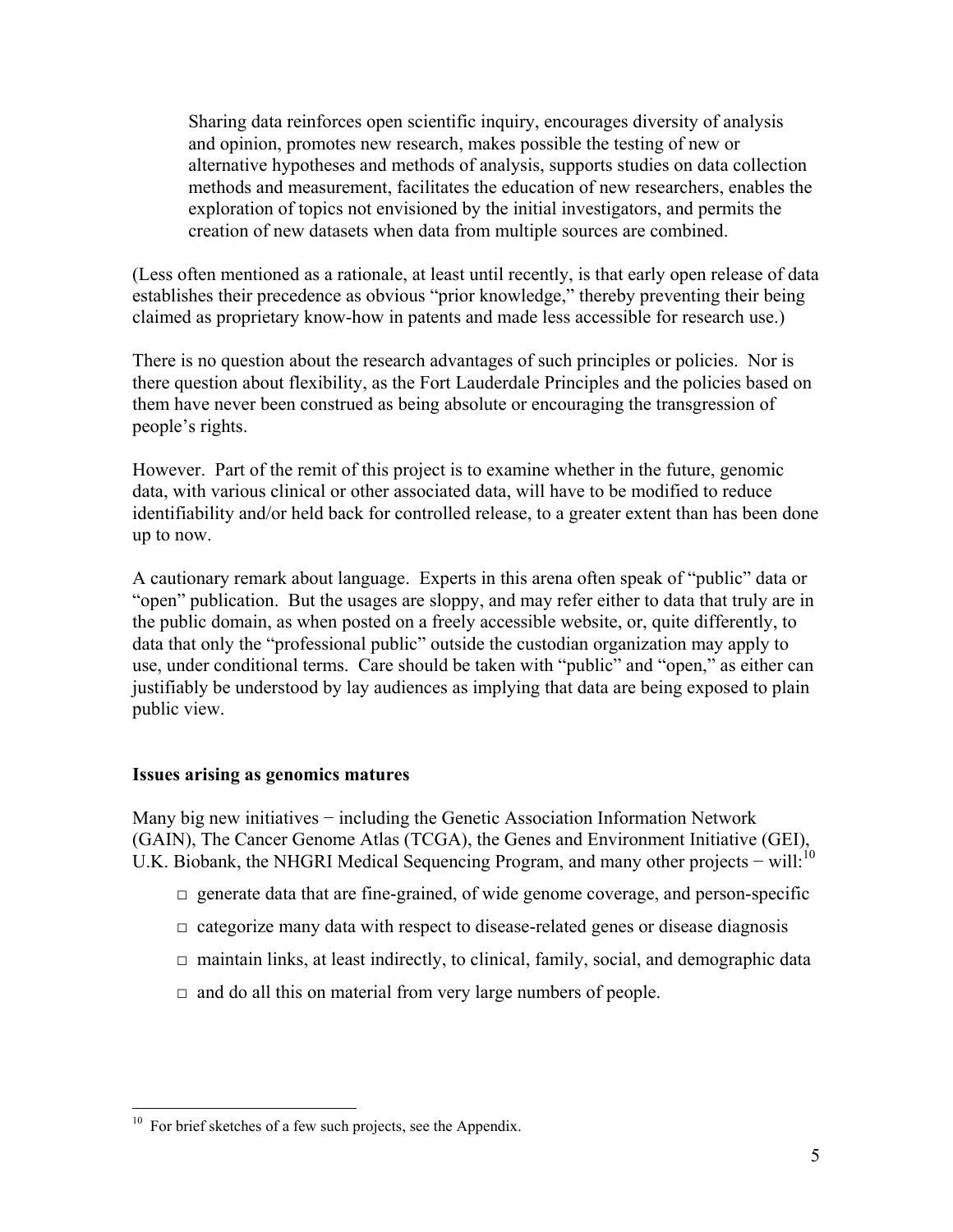> Sharing data reinforces open scientific inquiry, encourages diversity of analysis and opinion, promotes new research, makes possible the testing of new or alternative hypotheses and methods of analysis, supports studies on data collection methods and measurement, facilitates the education of new researchers, enables the exploration of topics not envisioned by the initial investigators, and permits the creation of new datasets when data from multiple sources are combined.

(Less often mentioned as a rationale, at least until recently, is that early open release of data establishes their precedence as obvious "prior knowledge," thereby preventing their being claimed as proprietary know-how in patents and made less accessible for research use.)

There is no question about the research advantages of such principles or policies. Nor is there question about flexibility, as the Fort Lauderdale Principles and the policies based on them have never been construed as being absolute or encouraging the transgression of people's rights.

However. Part of the remit of this project is to examine whether in the future, genomic data, with various clinical or other associated data, will have to be modified to reduce identifiability and/or held back for controlled release, to a greater extent than has been done up to now.

A cautionary remark about language. Experts in this arena often speak of "public" data or "open" publication. But the usages are sloppy, and may refer either to data that truly are in the public domain, as when posted on a freely accessible website, or, quite differently, to data that only the "professional public" outside the custodian organization may apply to use, under conditional terms. Care should be taken with "public" and "open," as either can justifiably be understood by lay audiences as implying that data are being exposed to plain public view.

**Issues arising as genomics matures**

Many big new initiatives − including the Genetic Association Information Network (GAIN), The Cancer Genome Atlas (TCGA), the Genes and Environment Initiative (GEI), U.K. Biobank, the NHGRI Medical Sequencing Program, and many other projects − will:[10]

- generate data that are fine-grained, of wide genome coverage, and person-specific
- categorize many data with respect to disease-related genes or disease diagnosis
- maintain links, at least indirectly, to clinical, family, social, and demographic data
- and do all this on material from very large numbers of people.

[10] For brief sketches of a few such projects, see the Appendix.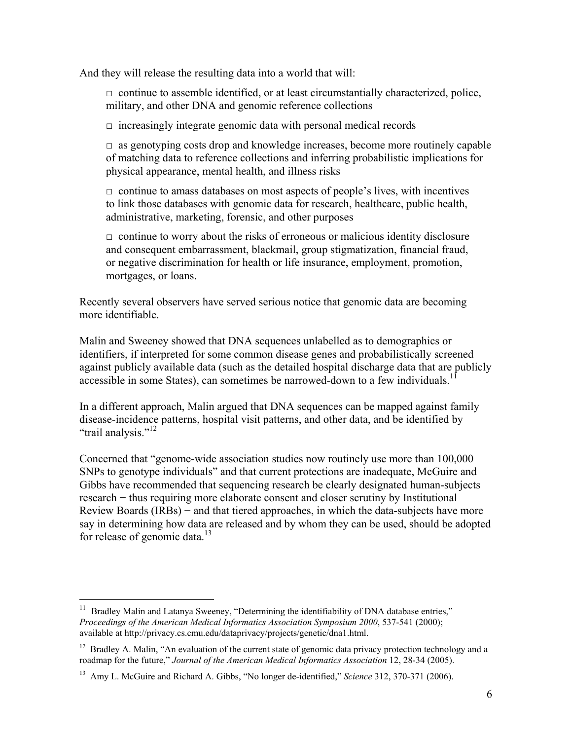And they will release the resulting data into a world that will:

- continue to assemble identified, or at least circumstantially characterized, police, military, and other DNA and genomic reference collections
- increasingly integrate genomic data with personal medical records
- as genotyping costs drop and knowledge increases, become more routinely capable of matching data to reference collections and inferring probabilistic implications for physical appearance, mental health, and illness risks
- continue to amass databases on most aspects of people's lives, with incentives to link those databases with genomic data for research, healthcare, public health, administrative, marketing, forensic, and other purposes
- continue to worry about the risks of erroneous or malicious identity disclosure and consequent embarrassment, blackmail, group stigmatization, financial fraud, or negative discrimination for health or life insurance, employment, promotion, mortgages, or loans.

Recently several observers have served serious notice that genomic data are becoming more identifiable.

Malin and Sweeney showed that DNA sequences unlabelled as to demographics or identifiers, if interpreted for some common disease genes and probabilistically screened against publicly available data (such as the detailed hospital discharge data that are publicly accessible in some States), can sometimes be narrowed-down to a few individuals.[11]

In a different approach, Malin argued that DNA sequences can be mapped against family disease-incidence patterns, hospital visit patterns, and other data, and be identified by "trail analysis."[12]

Concerned that "genome-wide association studies now routinely use more than 100,000 SNPs to genotype individuals" and that current protections are inadequate, McGuire and Gibbs have recommended that sequencing research be clearly designated human-subjects research − thus requiring more elaborate consent and closer scrutiny by Institutional Review Boards (IRBs) − and that tiered approaches, in which the data-subjects have more say in determining how data are released and by whom they can be used, should be adopted for release of genomic data.[13]

---

[11] Bradley Malin and Latanya Sweeney, "Determining the identifiability of DNA database entries," *Proceedings of the American Medical Informatics Association Symposium 2000*, 537-541 (2000); available at http://privacy.cs.cmu.edu/dataprivacy/projects/genetic/dna1.html.

[12] Bradley A. Malin, "An evaluation of the current state of genomic data privacy protection technology and a roadmap for the future," *Journal of the American Medical Informatics Association* 12, 28-34 (2005).

[13] Amy L. McGuire and Richard A. Gibbs, "No longer de-identified," *Science* 312, 370-371 (2006).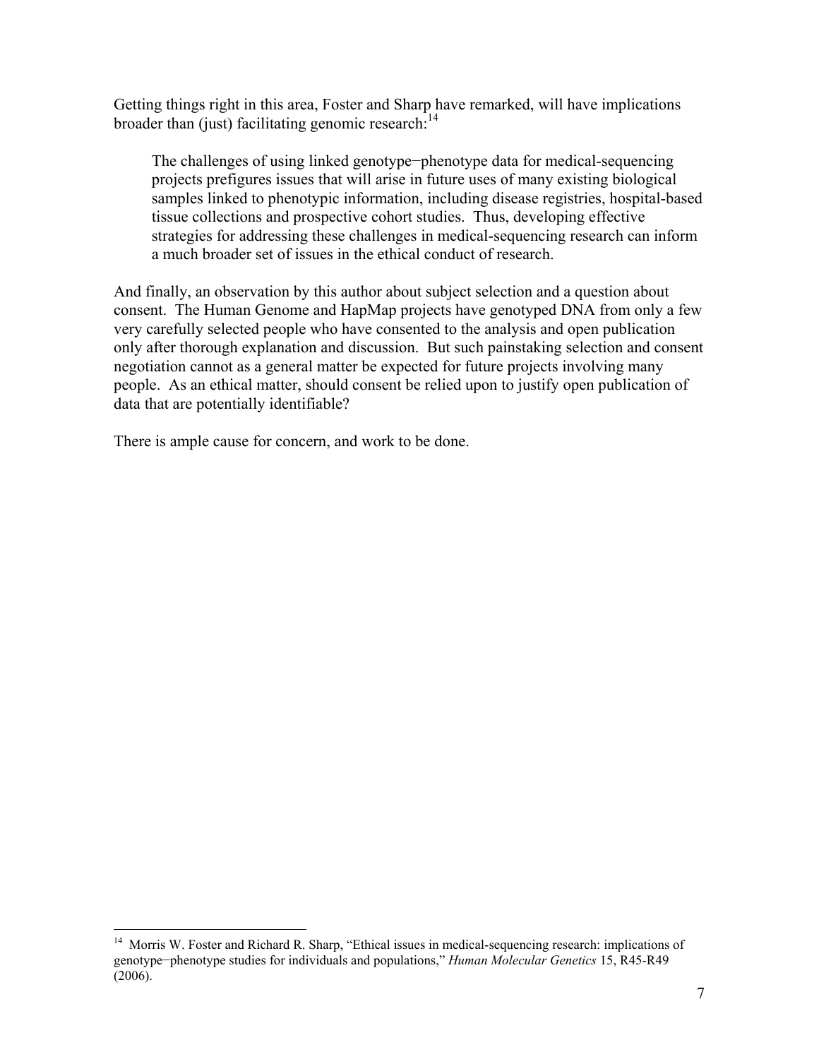Getting things right in this area, Foster and Sharp have remarked, will have implications broader than (just) facilitating genomic research:[14]

> The challenges of using linked genotype−phenotype data for medical-sequencing projects prefigures issues that will arise in future uses of many existing biological samples linked to phenotypic information, including disease registries, hospital-based tissue collections and prospective cohort studies. Thus, developing effective strategies for addressing these challenges in medical-sequencing research can inform a much broader set of issues in the ethical conduct of research.

And finally, an observation by this author about subject selection and a question about consent. The Human Genome and HapMap projects have genotyped DNA from only a few very carefully selected people who have consented to the analysis and open publication only after thorough explanation and discussion. But such painstaking selection and consent negotiation cannot as a general matter be expected for future projects involving many people. As an ethical matter, should consent be relied upon to justify open publication of data that are potentially identifiable?

There is ample cause for concern, and work to be done.

---

[14] Morris W. Foster and Richard R. Sharp, "Ethical issues in medical-sequencing research: implications of genotype−phenotype studies for individuals and populations," *Human Molecular Genetics* 15, R45-R49 (2006).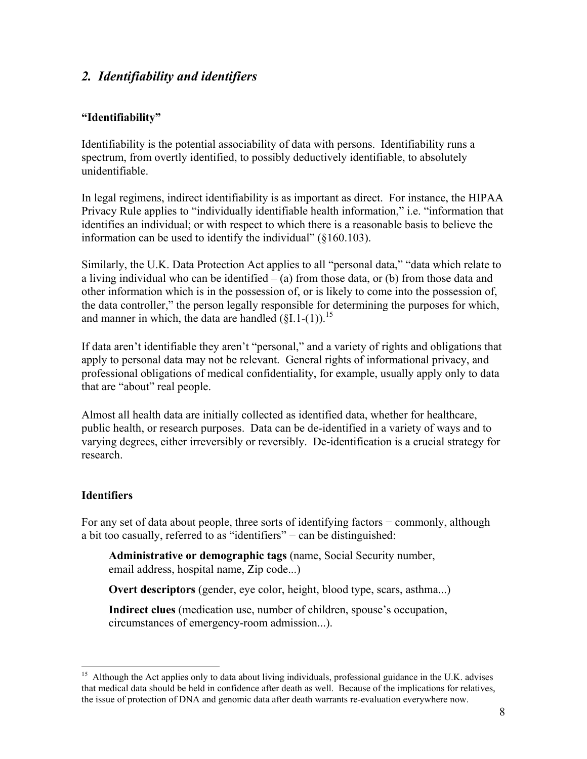## *2. Identifiability and identifiers*

### "Identifiability"

Identifiability is the potential associability of data with persons. Identifiability runs a spectrum, from overtly identified, to possibly deductively identifiable, to absolutely unidentifiable.

In legal regimens, indirect identifiability is as important as direct. For instance, the HIPAA Privacy Rule applies to "individually identifiable health information," i.e. "information that identifies an individual; or with respect to which there is a reasonable basis to believe the information can be used to identify the individual" (§160.103).

Similarly, the U.K. Data Protection Act applies to all "personal data," "data which relate to a living individual who can be identified – (a) from those data, or (b) from those data and other information which is in the possession of, or is likely to come into the possession of, the data controller," the person legally responsible for determining the purposes for which, and manner in which, the data are handled (§I.1-(1)).[15]

If data aren't identifiable they aren't "personal," and a variety of rights and obligations that apply to personal data may not be relevant. General rights of informational privacy, and professional obligations of medical confidentiality, for example, usually apply only to data that are "about" real people.

Almost all health data are initially collected as identified data, whether for healthcare, public health, or research purposes. Data can be de-identified in a variety of ways and to varying degrees, either irreversibly or reversibly. De-identification is a crucial strategy for research.

### Identifiers

For any set of data about people, three sorts of identifying factors − commonly, although a bit too casually, referred to as "identifiers" − can be distinguished:

**Administrative or demographic tags** (name, Social Security number, email address, hospital name, Zip code...)

**Overt descriptors** (gender, eye color, height, blood type, scars, asthma...)

**Indirect clues** (medication use, number of children, spouse's occupation, circumstances of emergency-room admission...).

---

[15] Although the Act applies only to data about living individuals, professional guidance in the U.K. advises that medical data should be held in confidence after death as well. Because of the implications for relatives, the issue of protection of DNA and genomic data after death warrants re-evaluation everywhere now.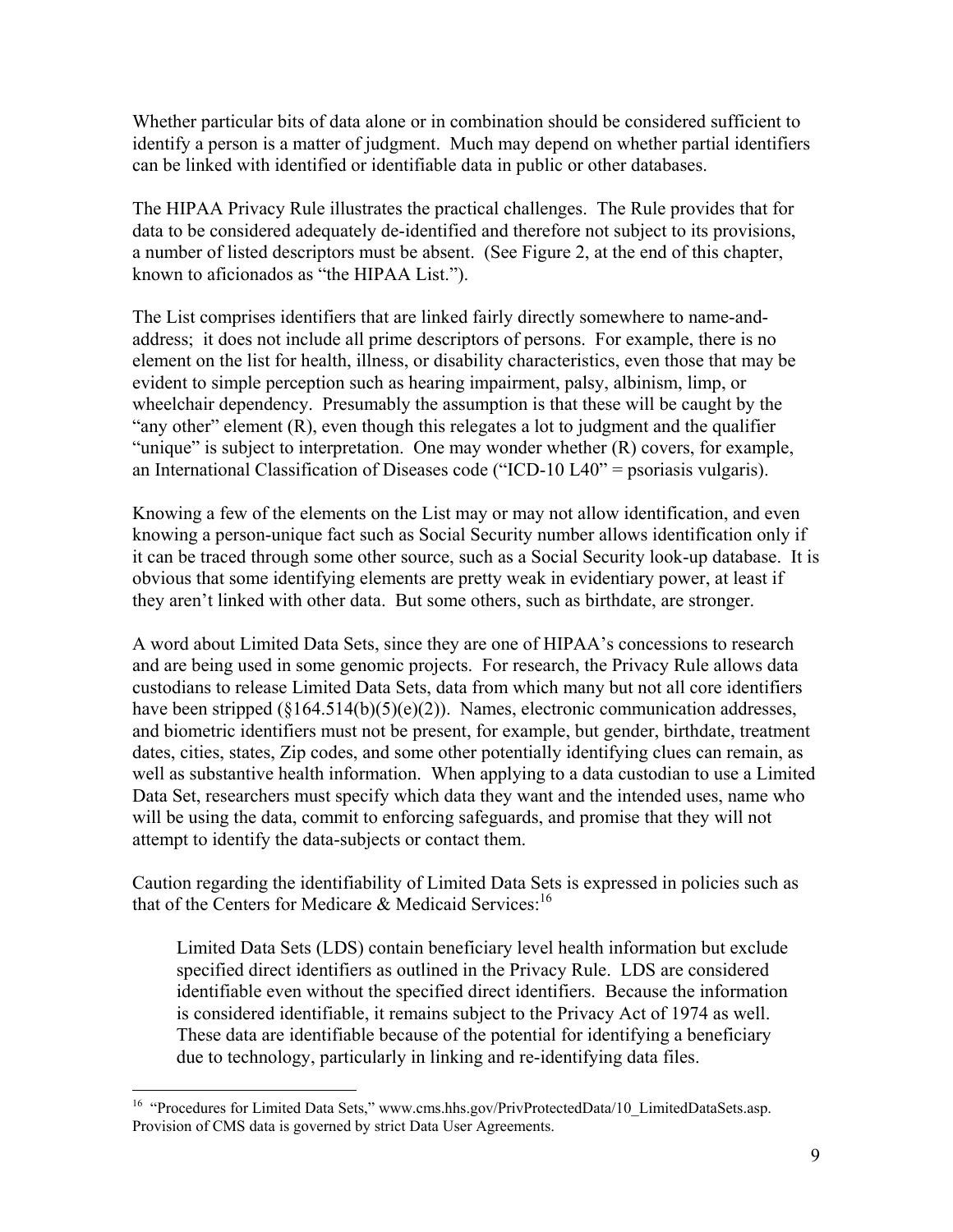Whether particular bits of data alone or in combination should be considered sufficient to identify a person is a matter of judgment. Much may depend on whether partial identifiers can be linked with identified or identifiable data in public or other databases.

The HIPAA Privacy Rule illustrates the practical challenges. The Rule provides that for data to be considered adequately de-identified and therefore not subject to its provisions, a number of listed descriptors must be absent. (See Figure 2, at the end of this chapter, known to aficionados as "the HIPAA List.").

The List comprises identifiers that are linked fairly directly somewhere to name-and-address; it does not include all prime descriptors of persons. For example, there is no element on the list for health, illness, or disability characteristics, even those that may be evident to simple perception such as hearing impairment, palsy, albinism, limp, or wheelchair dependency. Presumably the assumption is that these will be caught by the "any other" element (R), even though this relegates a lot to judgment and the qualifier "unique" is subject to interpretation. One may wonder whether (R) covers, for example, an International Classification of Diseases code ("ICD-10 L40" = psoriasis vulgaris).

Knowing a few of the elements on the List may or may not allow identification, and even knowing a person-unique fact such as Social Security number allows identification only if it can be traced through some other source, such as a Social Security look-up database. It is obvious that some identifying elements are pretty weak in evidentiary power, at least if they aren't linked with other data. But some others, such as birthdate, are stronger.

A word about Limited Data Sets, since they are one of HIPAA's concessions to research and are being used in some genomic projects. For research, the Privacy Rule allows data custodians to release Limited Data Sets, data from which many but not all core identifiers have been stripped (§164.514(b)(5)(e)(2)). Names, electronic communication addresses, and biometric identifiers must not be present, for example, but gender, birthdate, treatment dates, cities, states, Zip codes, and some other potentially identifying clues can remain, as well as substantive health information. When applying to a data custodian to use a Limited Data Set, researchers must specify which data they want and the intended uses, name who will be using the data, commit to enforcing safeguards, and promise that they will not attempt to identify the data-subjects or contact them.

Caution regarding the identifiability of Limited Data Sets is expressed in policies such as that of the Centers for Medicare & Medicaid Services:[16]

> Limited Data Sets (LDS) contain beneficiary level health information but exclude specified direct identifiers as outlined in the Privacy Rule. LDS are considered identifiable even without the specified direct identifiers. Because the information is considered identifiable, it remains subject to the Privacy Act of 1974 as well. These data are identifiable because of the potential for identifying a beneficiary due to technology, particularly in linking and re-identifying data files.

---

[16] "Procedures for Limited Data Sets," www.cms.hhs.gov/PrivProtectedData/10_LimitedDataSets.asp. Provision of CMS data is governed by strict Data User Agreements.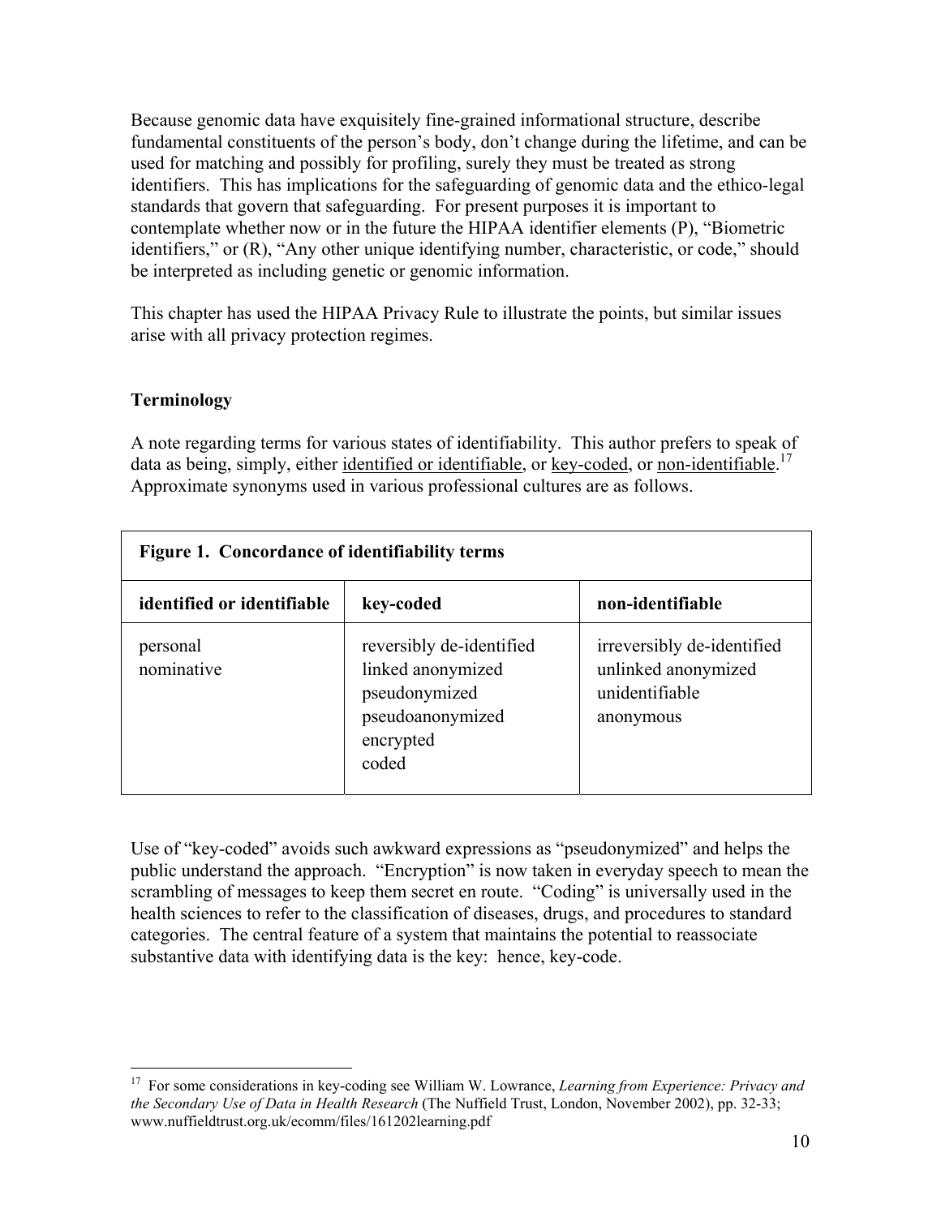Because genomic data have exquisitely fine-grained informational structure, describe fundamental constituents of the person's body, don't change during the lifetime, and can be used for matching and possibly for profiling, surely they must be treated as strong identifiers. This has implications for the safeguarding of genomic data and the ethico-legal standards that govern that safeguarding. For present purposes it is important to contemplate whether now or in the future the HIPAA identifier elements (P), "Biometric identifiers," or (R), "Any other unique identifying number, characteristic, or code," should be interpreted as including genetic or genomic information.

This chapter has used the HIPAA Privacy Rule to illustrate the points, but similar issues arise with all privacy protection regimes.

**Terminology**

A note regarding terms for various states of identifiability. This author prefers to speak of data as being, simply, either <u>identified or identifiable</u>, or <u>key-coded</u>, or <u>non-identifiable</u>.[17] Approximate synonyms used in various professional cultures are as follows.

**Figure 1. Concordance of identifiability terms**

| identified or identifiable | key-coded | non-identifiable |
|---|---|---|
| personal<br>nominative | reversibly de-identified<br>linked anonymized<br>pseudonymized<br>pseudoanonymized<br>encrypted<br>coded | irreversibly de-identified<br>unlinked anonymized<br>unidentifiable<br>anonymous |

Use of "key-coded" avoids such awkward expressions as "pseudonymized" and helps the public understand the approach. "Encryption" is now taken in everyday speech to mean the scrambling of messages to keep them secret en route. "Coding" is universally used in the health sciences to refer to the classification of diseases, drugs, and procedures to standard categories. The central feature of a system that maintains the potential to reassociate substantive data with identifying data is the key: hence, key-code.

---

[17] For some considerations in key-coding see William W. Lowrance, *Learning from Experience: Privacy and the Secondary Use of Data in Health Research* (The Nuffield Trust, London, November 2002), pp. 32-33; www.nuffieldtrust.org.uk/ecomm/files/161202learning.pdf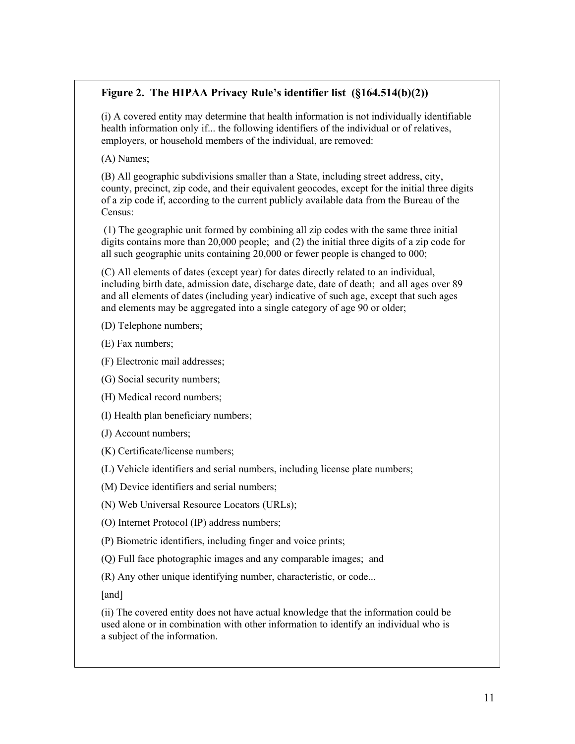**Figure 2. The HIPAA Privacy Rule's identifier list (§164.514(b)(2))**

(i) A covered entity may determine that health information is not individually identifiable health information only if... the following identifiers of the individual or of relatives, employers, or household members of the individual, are removed:

(A) Names;

(B) All geographic subdivisions smaller than a State, including street address, city, county, precinct, zip code, and their equivalent geocodes, except for the initial three digits of a zip code if, according to the current publicly available data from the Bureau of the Census:

(1) The geographic unit formed by combining all zip codes with the same three initial digits contains more than 20,000 people; and (2) the initial three digits of a zip code for all such geographic units containing 20,000 or fewer people is changed to 000;

(C) All elements of dates (except year) for dates directly related to an individual, including birth date, admission date, discharge date, date of death; and all ages over 89 and all elements of dates (including year) indicative of such age, except that such ages and elements may be aggregated into a single category of age 90 or older;

(D) Telephone numbers;

(E) Fax numbers;

(F) Electronic mail addresses;

(G) Social security numbers;

(H) Medical record numbers;

(I) Health plan beneficiary numbers;

(J) Account numbers;

(K) Certificate/license numbers;

(L) Vehicle identifiers and serial numbers, including license plate numbers;

(M) Device identifiers and serial numbers;

(N) Web Universal Resource Locators (URLs);

(O) Internet Protocol (IP) address numbers;

(P) Biometric identifiers, including finger and voice prints;

(Q) Full face photographic images and any comparable images; and

(R) Any other unique identifying number, characteristic, or code...

[and]

(ii) The covered entity does not have actual knowledge that the information could be used alone or in combination with other information to identify an individual who is a subject of the information.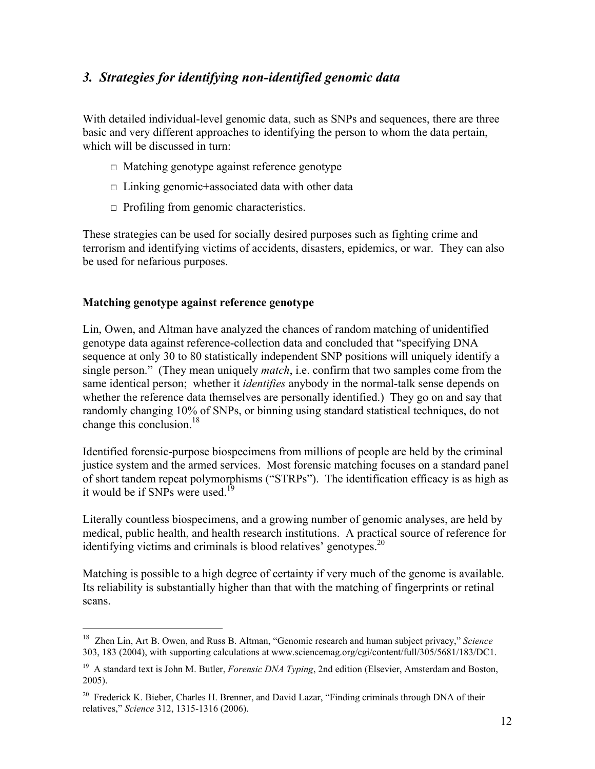## *3. Strategies for identifying non-identified genomic data*

With detailed individual-level genomic data, such as SNPs and sequences, there are three basic and very different approaches to identifying the person to whom the data pertain, which will be discussed in turn:

- □ Matching genotype against reference genotype
- □ Linking genomic+associated data with other data
- □ Profiling from genomic characteristics.

These strategies can be used for socially desired purposes such as fighting crime and terrorism and identifying victims of accidents, disasters, epidemics, or war. They can also be used for nefarious purposes.

**Matching genotype against reference genotype**

Lin, Owen, and Altman have analyzed the chances of random matching of unidentified genotype data against reference-collection data and concluded that "specifying DNA sequence at only 30 to 80 statistically independent SNP positions will uniquely identify a single person." (They mean uniquely *match*, i.e. confirm that two samples come from the same identical person; whether it *identifies* anybody in the normal-talk sense depends on whether the reference data themselves are personally identified.) They go on and say that randomly changing 10% of SNPs, or binning using standard statistical techniques, do not change this conclusion.[18]

Identified forensic-purpose biospecimens from millions of people are held by the criminal justice system and the armed services. Most forensic matching focuses on a standard panel of short tandem repeat polymorphisms ("STRPs"). The identification efficacy is as high as it would be if SNPs were used.[19]

Literally countless biospecimens, and a growing number of genomic analyses, are held by medical, public health, and health research institutions. A practical source of reference for identifying victims and criminals is blood relatives' genotypes.[20]

Matching is possible to a high degree of certainty if very much of the genome is available. Its reliability is substantially higher than that with the matching of fingerprints or retinal scans.

---

[18] Zhen Lin, Art B. Owen, and Russ B. Altman, "Genomic research and human subject privacy," *Science* 303, 183 (2004), with supporting calculations at www.sciencemag.org/cgi/content/full/305/5681/183/DC1.

[19] A standard text is John M. Butler, *Forensic DNA Typing*, 2nd edition (Elsevier, Amsterdam and Boston, 2005).

[20] Frederick K. Bieber, Charles H. Brenner, and David Lazar, "Finding criminals through DNA of their relatives," *Science* 312, 1315-1316 (2006).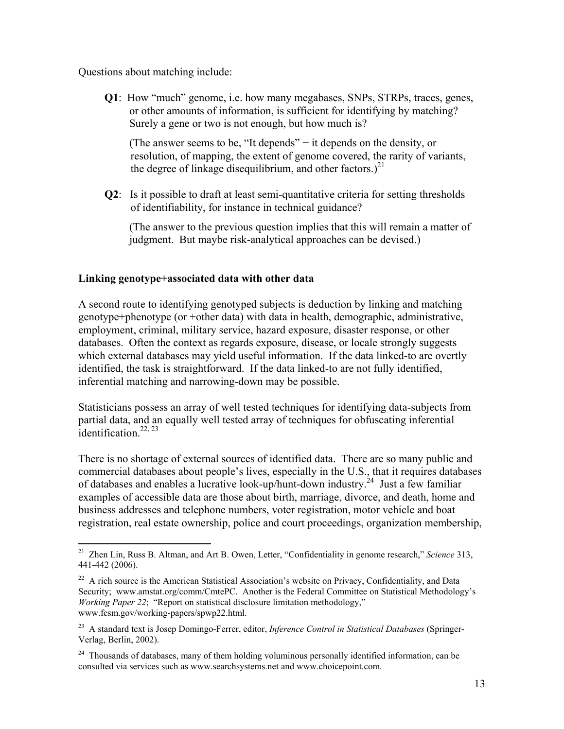Questions about matching include:

**Q1**: How "much" genome, i.e. how many megabases, SNPs, STRPs, traces, genes, or other amounts of information, is sufficient for identifying by matching? Surely a gene or two is not enough, but how much is?

(The answer seems to be, "It depends" − it depends on the density, or resolution, of mapping, the extent of genome covered, the rarity of variants, the degree of linkage disequilibrium, and other factors.)[21]

**Q2**: Is it possible to draft at least semi-quantitative criteria for setting thresholds of identifiability, for instance in technical guidance?

(The answer to the previous question implies that this will remain a matter of judgment. But maybe risk-analytical approaches can be devised.)

**Linking genotype+associated data with other data**

A second route to identifying genotyped subjects is deduction by linking and matching genotype+phenotype (or +other data) with data in health, demographic, administrative, employment, criminal, military service, hazard exposure, disaster response, or other databases. Often the context as regards exposure, disease, or locale strongly suggests which external databases may yield useful information. If the data linked-to are overtly identified, the task is straightforward. If the data linked-to are not fully identified, inferential matching and narrowing-down may be possible.

Statisticians possess an array of well tested techniques for identifying data-subjects from partial data, and an equally well tested array of techniques for obfuscating inferential identification.[22, 23]

There is no shortage of external sources of identified data. There are so many public and commercial databases about people's lives, especially in the U.S., that it requires databases of databases and enables a lucrative look-up/hunt-down industry.[24] Just a few familiar examples of accessible data are those about birth, marriage, divorce, and death, home and business addresses and telephone numbers, voter registration, motor vehicle and boat registration, real estate ownership, police and court proceedings, organization membership,

---

[21] Zhen Lin, Russ B. Altman, and Art B. Owen, Letter, "Confidentiality in genome research," *Science* 313, 441-442 (2006).

[22] A rich source is the American Statistical Association's website on Privacy, Confidentiality, and Data Security; www.amstat.org/comm/CmtePC. Another is the Federal Committee on Statistical Methodology's *Working Paper 22*; "Report on statistical disclosure limitation methodology," www.fcsm.gov/working-papers/spwp22.html.

[23] A standard text is Josep Domingo-Ferrer, editor, *Inference Control in Statistical Databases* (Springer-Verlag, Berlin, 2002).

[24] Thousands of databases, many of them holding voluminous personally identified information, can be consulted via services such as www.searchsystems.net and www.choicepoint.com.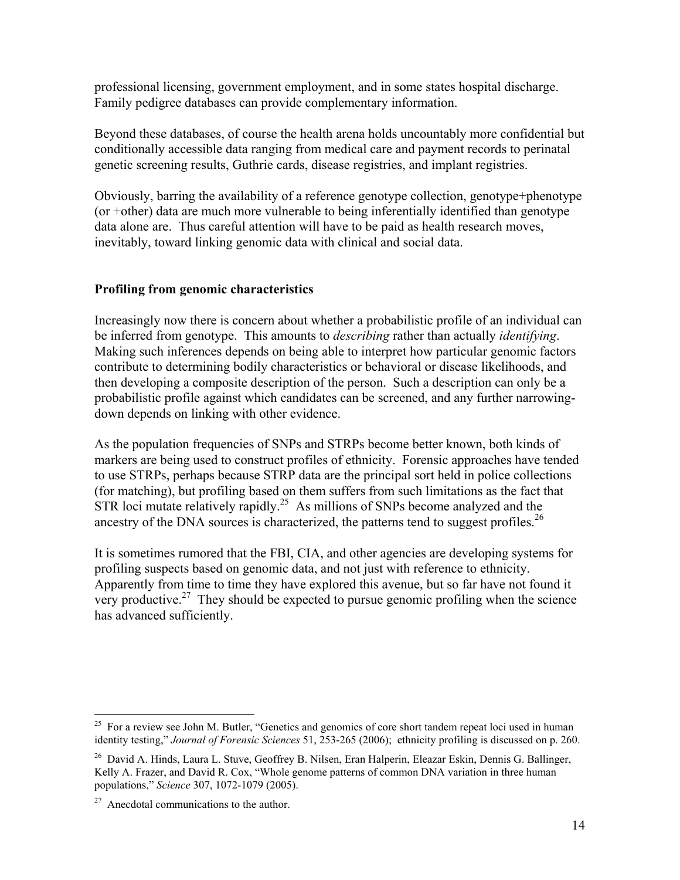professional licensing, government employment, and in some states hospital discharge. Family pedigree databases can provide complementary information.

Beyond these databases, of course the health arena holds uncountably more confidential but conditionally accessible data ranging from medical care and payment records to perinatal genetic screening results, Guthrie cards, disease registries, and implant registries.

Obviously, barring the availability of a reference genotype collection, genotype+phenotype (or +other) data are much more vulnerable to being inferentially identified than genotype data alone are. Thus careful attention will have to be paid as health research moves, inevitably, toward linking genomic data with clinical and social data.

**Profiling from genomic characteristics**

Increasingly now there is concern about whether a probabilistic profile of an individual can be inferred from genotype. This amounts to *describing* rather than actually *identifying*. Making such inferences depends on being able to interpret how particular genomic factors contribute to determining bodily characteristics or behavioral or disease likelihoods, and then developing a composite description of the person. Such a description can only be a probabilistic profile against which candidates can be screened, and any further narrowing-down depends on linking with other evidence.

As the population frequencies of SNPs and STRPs become better known, both kinds of markers are being used to construct profiles of ethnicity. Forensic approaches have tended to use STRPs, perhaps because STRP data are the principal sort held in police collections (for matching), but profiling based on them suffers from such limitations as the fact that STR loci mutate relatively rapidly.[25] As millions of SNPs become analyzed and the ancestry of the DNA sources is characterized, the patterns tend to suggest profiles.[26]

It is sometimes rumored that the FBI, CIA, and other agencies are developing systems for profiling suspects based on genomic data, and not just with reference to ethnicity. Apparently from time to time they have explored this avenue, but so far have not found it very productive.[27] They should be expected to pursue genomic profiling when the science has advanced sufficiently.

---

[25] For a review see John M. Butler, "Genetics and genomics of core short tandem repeat loci used in human identity testing," *Journal of Forensic Sciences* 51, 253-265 (2006); ethnicity profiling is discussed on p. 260.

[26] David A. Hinds, Laura L. Stuve, Geoffrey B. Nilsen, Eran Halperin, Eleazar Eskin, Dennis G. Ballinger, Kelly A. Frazer, and David R. Cox, "Whole genome patterns of common DNA variation in three human populations," *Science* 307, 1072-1079 (2005).

[27] Anecdotal communications to the author.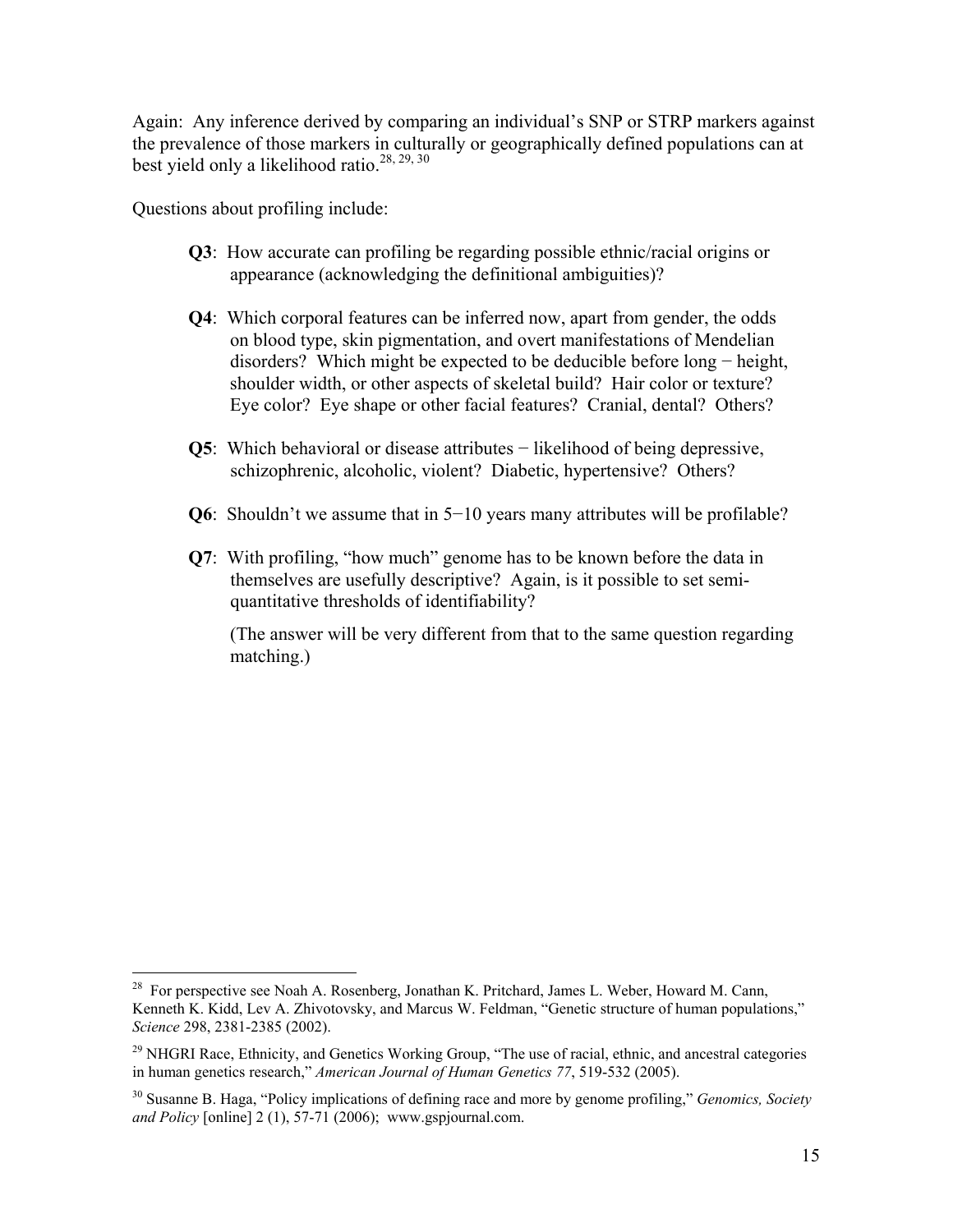Again: Any inference derived by comparing an individual's SNP or STRP markers against the prevalence of those markers in culturally or geographically defined populations can at best yield only a likelihood ratio.[28, 29, 30]

Questions about profiling include:

**Q3**: How accurate can profiling be regarding possible ethnic/racial origins or appearance (acknowledging the definitional ambiguities)?

**Q4**: Which corporal features can be inferred now, apart from gender, the odds on blood type, skin pigmentation, and overt manifestations of Mendelian disorders? Which might be expected to be deducible before long − height, shoulder width, or other aspects of skeletal build? Hair color or texture? Eye color? Eye shape or other facial features? Cranial, dental? Others?

**Q5**: Which behavioral or disease attributes − likelihood of being depressive, schizophrenic, alcoholic, violent? Diabetic, hypertensive? Others?

**Q6**: Shouldn't we assume that in 5−10 years many attributes will be profilable?

**Q7**: With profiling, "how much" genome has to be known before the data in themselves are usefully descriptive? Again, is it possible to set semi-quantitative thresholds of identifiability?

(The answer will be very different from that to the same question regarding matching.)

---

[28] For perspective see Noah A. Rosenberg, Jonathan K. Pritchard, James L. Weber, Howard M. Cann, Kenneth K. Kidd, Lev A. Zhivotovsky, and Marcus W. Feldman, "Genetic structure of human populations," *Science* 298, 2381-2385 (2002).

[29] NHGRI Race, Ethnicity, and Genetics Working Group, "The use of racial, ethnic, and ancestral categories in human genetics research," *American Journal of Human Genetics 77*, 519-532 (2005).

[30] Susanne B. Haga, "Policy implications of defining race and more by genome profiling," *Genomics, Society and Policy* [online] 2 (1), 57-71 (2006); www.gspjournal.com.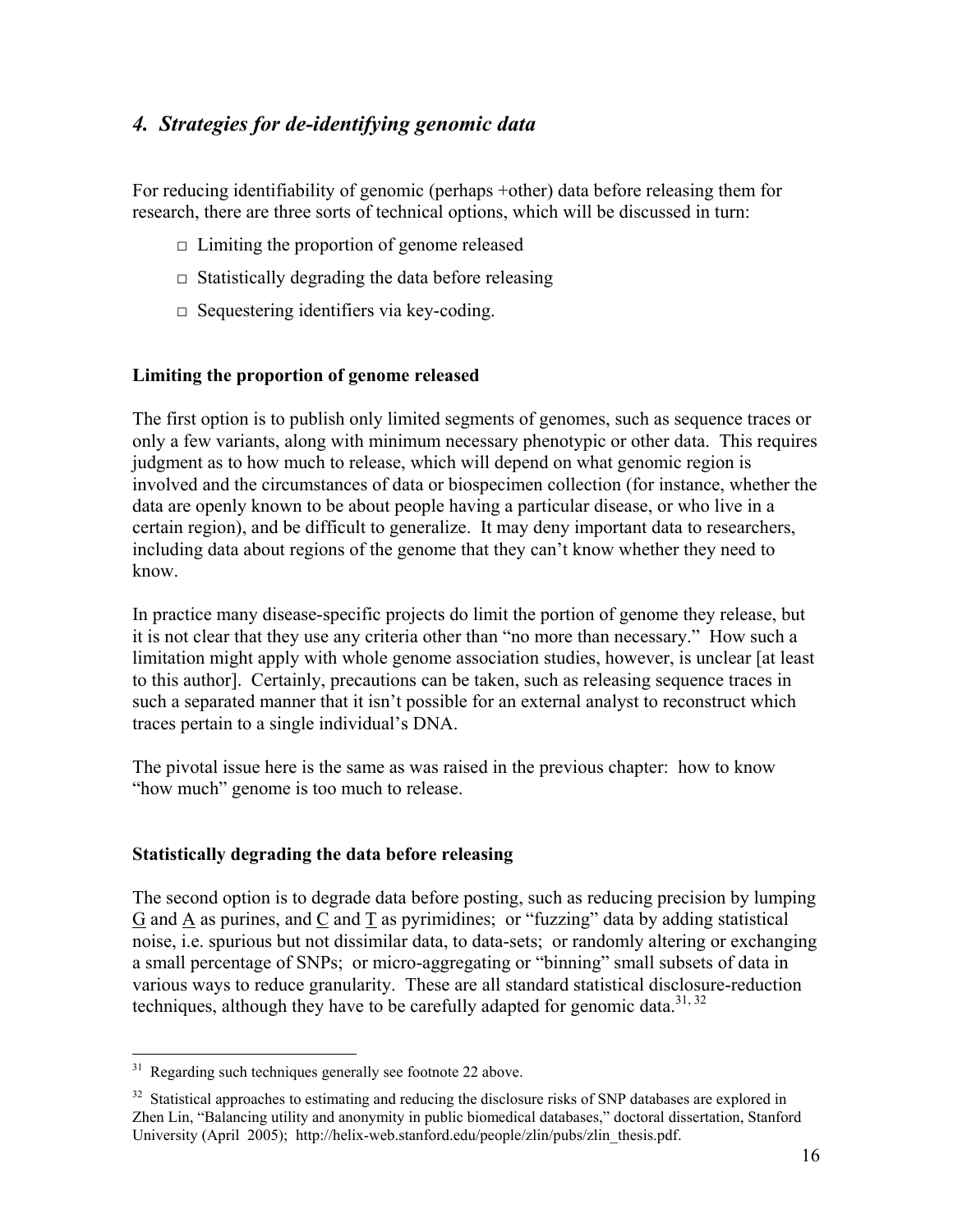## *4. Strategies for de-identifying genomic data*

For reducing identifiability of genomic (perhaps +other) data before releasing them for research, there are three sorts of technical options, which will be discussed in turn:

- □ Limiting the proportion of genome released
- □ Statistically degrading the data before releasing
- □ Sequestering identifiers via key-coding.

### Limiting the proportion of genome released

The first option is to publish only limited segments of genomes, such as sequence traces or only a few variants, along with minimum necessary phenotypic or other data. This requires judgment as to how much to release, which will depend on what genomic region is involved and the circumstances of data or biospecimen collection (for instance, whether the data are openly known to be about people having a particular disease, or who live in a certain region), and be difficult to generalize. It may deny important data to researchers, including data about regions of the genome that they can't know whether they need to know.

In practice many disease-specific projects do limit the portion of genome they release, but it is not clear that they use any criteria other than "no more than necessary." How such a limitation might apply with whole genome association studies, however, is unclear [at least to this author]. Certainly, precautions can be taken, such as releasing sequence traces in such a separated manner that it isn't possible for an external analyst to reconstruct which traces pertain to a single individual's DNA.

The pivotal issue here is the same as was raised in the previous chapter: how to know "how much" genome is too much to release.

### Statistically degrading the data before releasing

The second option is to degrade data before posting, such as reducing precision by lumping <u>G</u> and <u>A</u> as purines, and <u>C</u> and <u>T</u> as pyrimidines; or "fuzzing" data by adding statistical noise, i.e. spurious but not dissimilar data, to data-sets; or randomly altering or exchanging a small percentage of SNPs; or micro-aggregating or "binning" small subsets of data in various ways to reduce granularity. These are all standard statistical disclosure-reduction techniques, although they have to be carefully adapted for genomic data.[31, 32]

---

[31] Regarding such techniques generally see footnote 22 above.

[32] Statistical approaches to estimating and reducing the disclosure risks of SNP databases are explored in Zhen Lin, "Balancing utility and anonymity in public biomedical databases," doctoral dissertation, Stanford University (April 2005); http://helix-web.stanford.edu/people/zlin/pubs/zlin_thesis.pdf.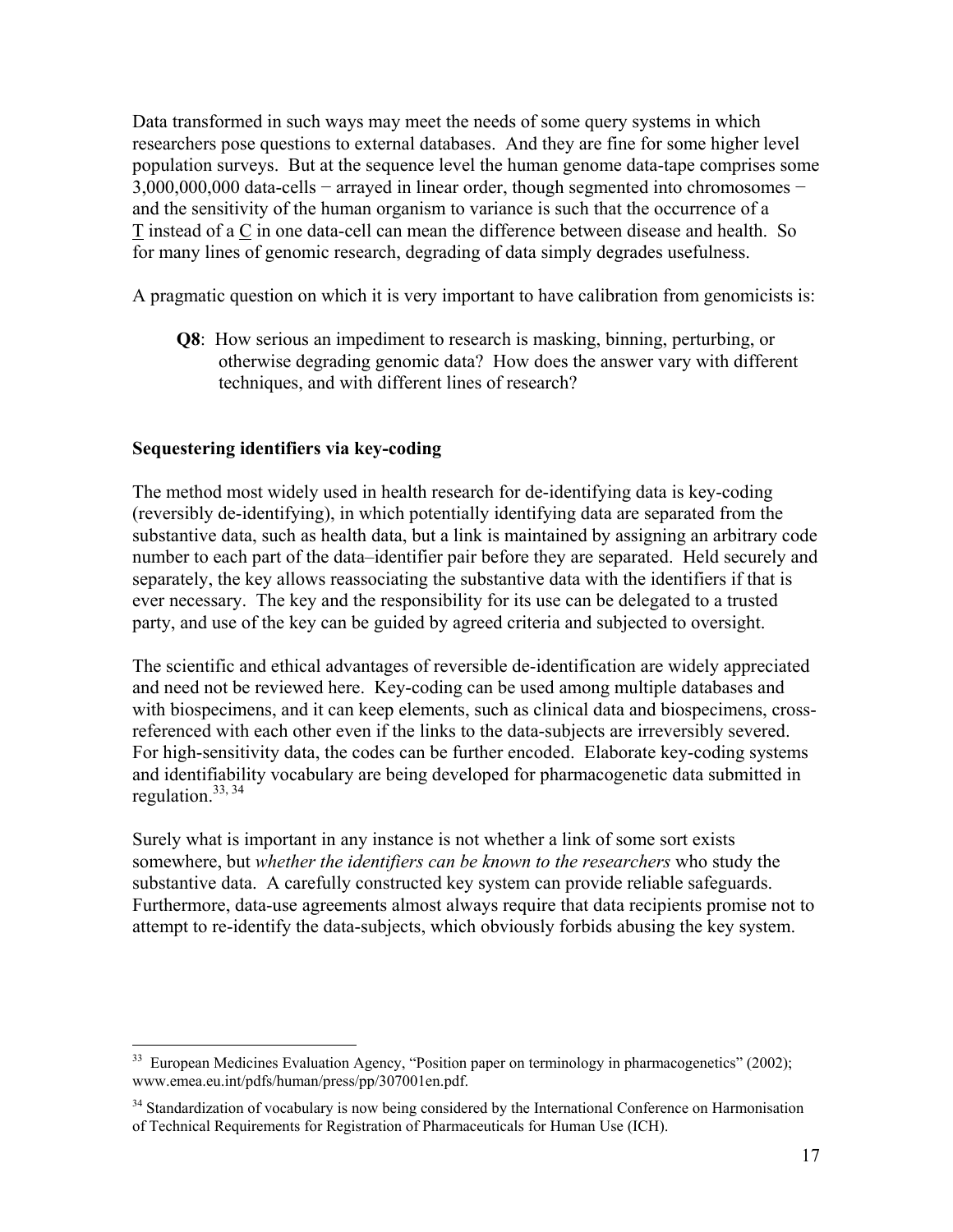Data transformed in such ways may meet the needs of some query systems in which researchers pose questions to external databases. And they are fine for some higher level population surveys. But at the sequence level the human genome data-tape comprises some 3,000,000,000 data-cells − arrayed in linear order, though segmented into chromosomes − and the sensitivity of the human organism to variance is such that the occurrence of a T instead of a C in one data-cell can mean the difference between disease and health. So for many lines of genomic research, degrading of data simply degrades usefulness.

A pragmatic question on which it is very important to have calibration from genomicists is:

> **Q8**: How serious an impediment to research is masking, binning, perturbing, or otherwise degrading genomic data? How does the answer vary with different techniques, and with different lines of research?

**Sequestering identifiers via key-coding**

The method most widely used in health research for de-identifying data is key-coding (reversibly de-identifying), in which potentially identifying data are separated from the substantive data, such as health data, but a link is maintained by assigning an arbitrary code number to each part of the data–identifier pair before they are separated. Held securely and separately, the key allows reassociating the substantive data with the identifiers if that is ever necessary. The key and the responsibility for its use can be delegated to a trusted party, and use of the key can be guided by agreed criteria and subjected to oversight.

The scientific and ethical advantages of reversible de-identification are widely appreciated and need not be reviewed here. Key-coding can be used among multiple databases and with biospecimens, and it can keep elements, such as clinical data and biospecimens, cross-referenced with each other even if the links to the data-subjects are irreversibly severed. For high-sensitivity data, the codes can be further encoded. Elaborate key-coding systems and identifiability vocabulary are being developed for pharmacogenetic data submitted in regulation.[33, 34]

Surely what is important in any instance is not whether a link of some sort exists somewhere, but *whether the identifiers can be known to the researchers* who study the substantive data. A carefully constructed key system can provide reliable safeguards. Furthermore, data-use agreements almost always require that data recipients promise not to attempt to re-identify the data-subjects, which obviously forbids abusing the key system.

---

[33] European Medicines Evaluation Agency, "Position paper on terminology in pharmacogenetics" (2002); www.emea.eu.int/pdfs/human/press/pp/307001en.pdf.

[34] Standardization of vocabulary is now being considered by the International Conference on Harmonisation of Technical Requirements for Registration of Pharmaceuticals for Human Use (ICH).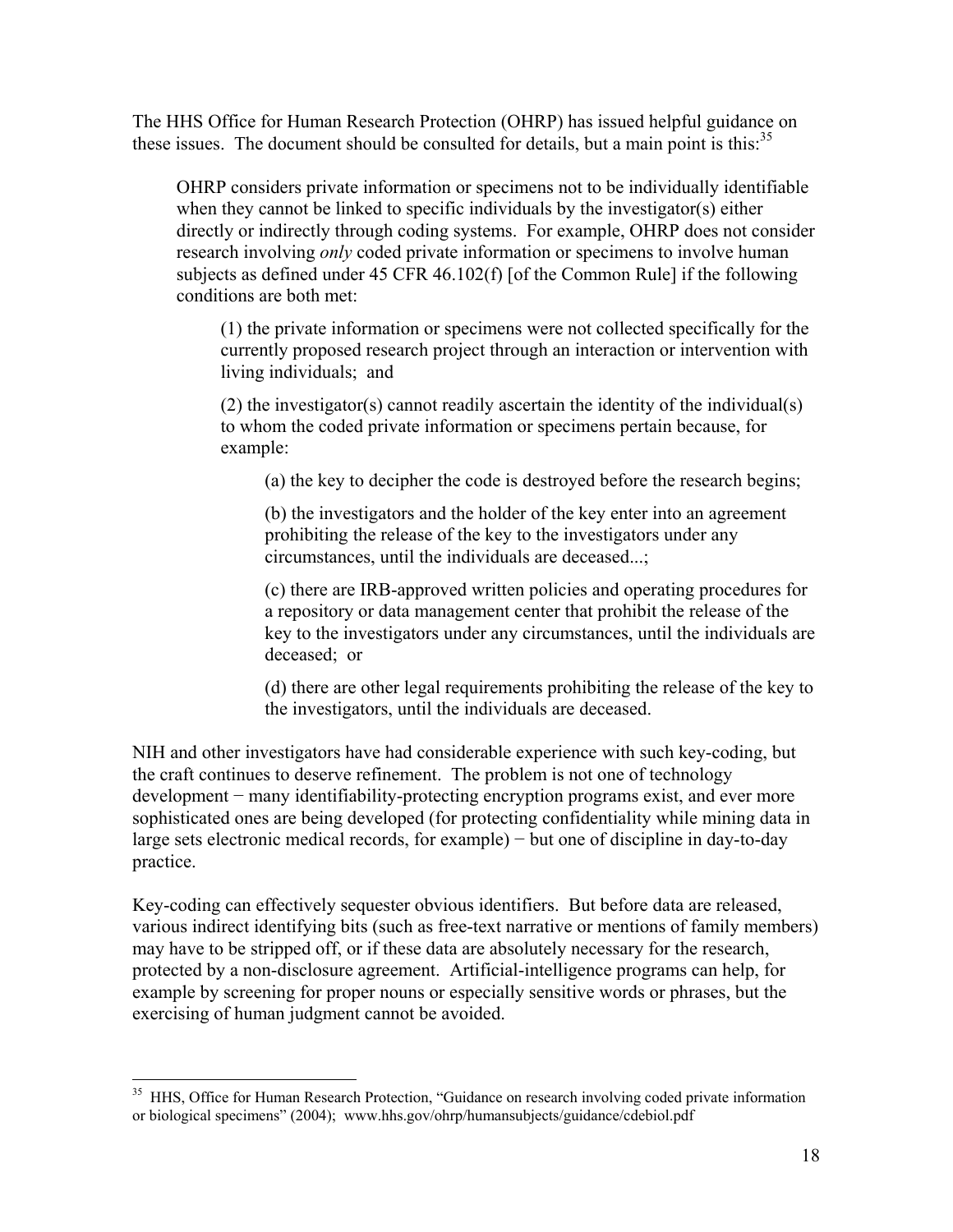The HHS Office for Human Research Protection (OHRP) has issued helpful guidance on these issues. The document should be consulted for details, but a main point is this:[35]

> OHRP considers private information or specimens not to be individually identifiable when they cannot be linked to specific individuals by the investigator(s) either directly or indirectly through coding systems. For example, OHRP does not consider research involving *only* coded private information or specimens to involve human subjects as defined under 45 CFR 46.102(f) [of the Common Rule] if the following conditions are both met:
>
> > (1) the private information or specimens were not collected specifically for the currently proposed research project through an interaction or intervention with living individuals; and
> >
> > (2) the investigator(s) cannot readily ascertain the identity of the individual(s) to whom the coded private information or specimens pertain because, for example:
> >
> > > (a) the key to decipher the code is destroyed before the research begins;
> > >
> > > (b) the investigators and the holder of the key enter into an agreement prohibiting the release of the key to the investigators under any circumstances, until the individuals are deceased...;
> > >
> > > (c) there are IRB-approved written policies and operating procedures for a repository or data management center that prohibit the release of the key to the investigators under any circumstances, until the individuals are deceased; or
> > >
> > > (d) there are other legal requirements prohibiting the release of the key to the investigators, until the individuals are deceased.

NIH and other investigators have had considerable experience with such key-coding, but the craft continues to deserve refinement. The problem is not one of technology development − many identifiability-protecting encryption programs exist, and ever more sophisticated ones are being developed (for protecting confidentiality while mining data in large sets electronic medical records, for example) − but one of discipline in day-to-day practice.

Key-coding can effectively sequester obvious identifiers. But before data are released, various indirect identifying bits (such as free-text narrative or mentions of family members) may have to be stripped off, or if these data are absolutely necessary for the research, protected by a non-disclosure agreement. Artificial-intelligence programs can help, for example by screening for proper nouns or especially sensitive words or phrases, but the exercising of human judgment cannot be avoided.

---

[35] HHS, Office for Human Research Protection, "Guidance on research involving coded private information or biological specimens" (2004); www.hhs.gov/ohrp/humansubjects/guidance/cdebiol.pdf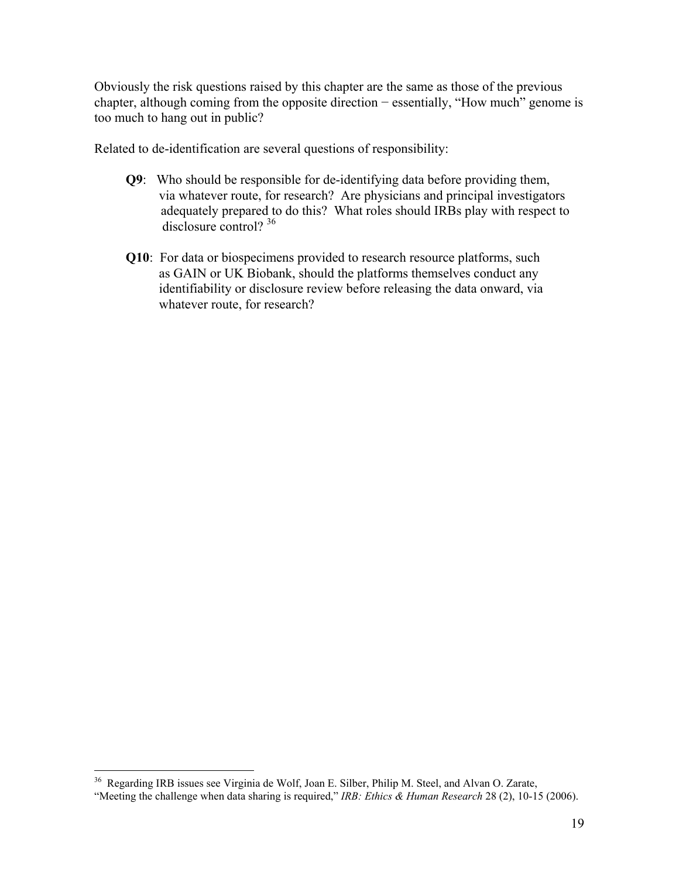Obviously the risk questions raised by this chapter are the same as those of the previous chapter, although coming from the opposite direction − essentially, "How much" genome is too much to hang out in public?

Related to de-identification are several questions of responsibility:

**Q9**: Who should be responsible for de-identifying data before providing them, via whatever route, for research? Are physicians and principal investigators adequately prepared to do this? What roles should IRBs play with respect to disclosure control? [36]

**Q10**: For data or biospecimens provided to research resource platforms, such as GAIN or UK Biobank, should the platforms themselves conduct any identifiability or disclosure review before releasing the data onward, via whatever route, for research?

---

[36] Regarding IRB issues see Virginia de Wolf, Joan E. Silber, Philip M. Steel, and Alvan O. Zarate, "Meeting the challenge when data sharing is required," *IRB: Ethics & Human Research* 28 (2), 10-15 (2006).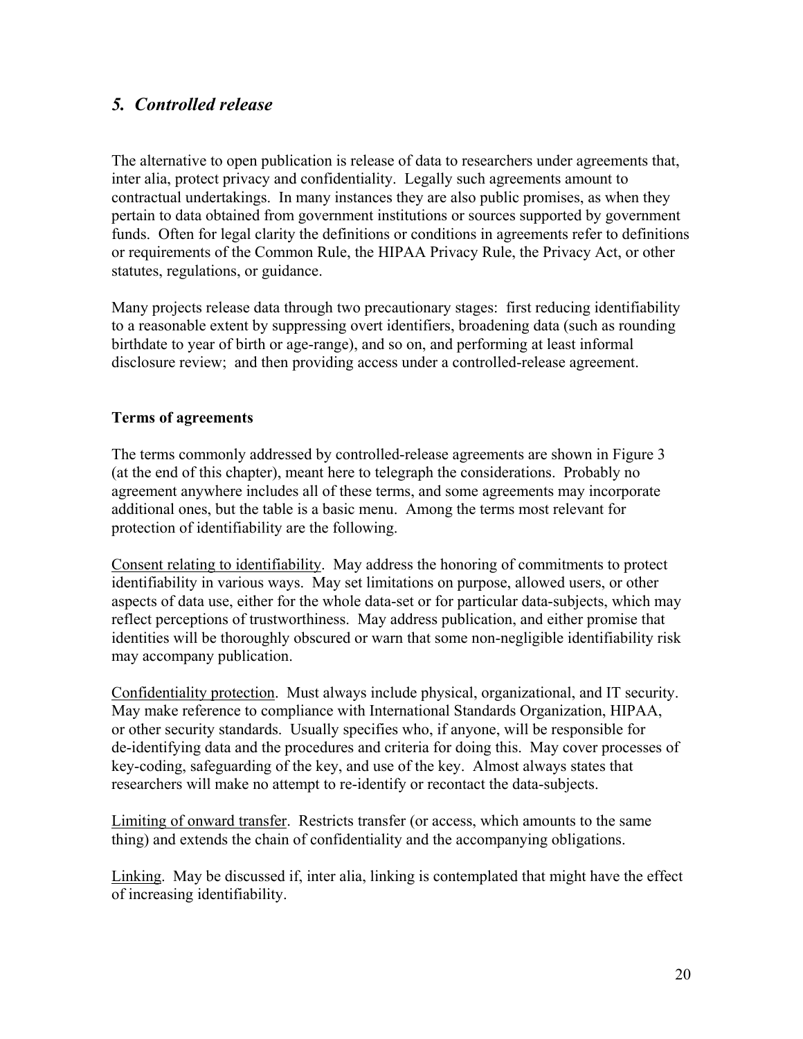## *5. Controlled release*

The alternative to open publication is release of data to researchers under agreements that, inter alia, protect privacy and confidentiality. Legally such agreements amount to contractual undertakings. In many instances they are also public promises, as when they pertain to data obtained from government institutions or sources supported by government funds. Often for legal clarity the definitions or conditions in agreements refer to definitions or requirements of the Common Rule, the HIPAA Privacy Rule, the Privacy Act, or other statutes, regulations, or guidance.

Many projects release data through two precautionary stages: first reducing identifiability to a reasonable extent by suppressing overt identifiers, broadening data (such as rounding birthdate to year of birth or age-range), and so on, and performing at least informal disclosure review; and then providing access under a controlled-release agreement.

### Terms of agreements

The terms commonly addressed by controlled-release agreements are shown in Figure 3 (at the end of this chapter), meant here to telegraph the considerations. Probably no agreement anywhere includes all of these terms, and some agreements may incorporate additional ones, but the table is a basic menu. Among the terms most relevant for protection of identifiability are the following.

<u>Consent relating to identifiability</u>. May address the honoring of commitments to protect identifiability in various ways. May set limitations on purpose, allowed users, or other aspects of data use, either for the whole data-set or for particular data-subjects, which may reflect perceptions of trustworthiness. May address publication, and either promise that identities will be thoroughly obscured or warn that some non-negligible identifiability risk may accompany publication.

<u>Confidentiality protection</u>. Must always include physical, organizational, and IT security. May make reference to compliance with International Standards Organization, HIPAA, or other security standards. Usually specifies who, if anyone, will be responsible for de-identifying data and the procedures and criteria for doing this. May cover processes of key-coding, safeguarding of the key, and use of the key. Almost always states that researchers will make no attempt to re-identify or recontact the data-subjects.

<u>Limiting of onward transfer</u>. Restricts transfer (or access, which amounts to the same thing) and extends the chain of confidentiality and the accompanying obligations.

<u>Linking</u>. May be discussed if, inter alia, linking is contemplated that might have the effect of increasing identifiability.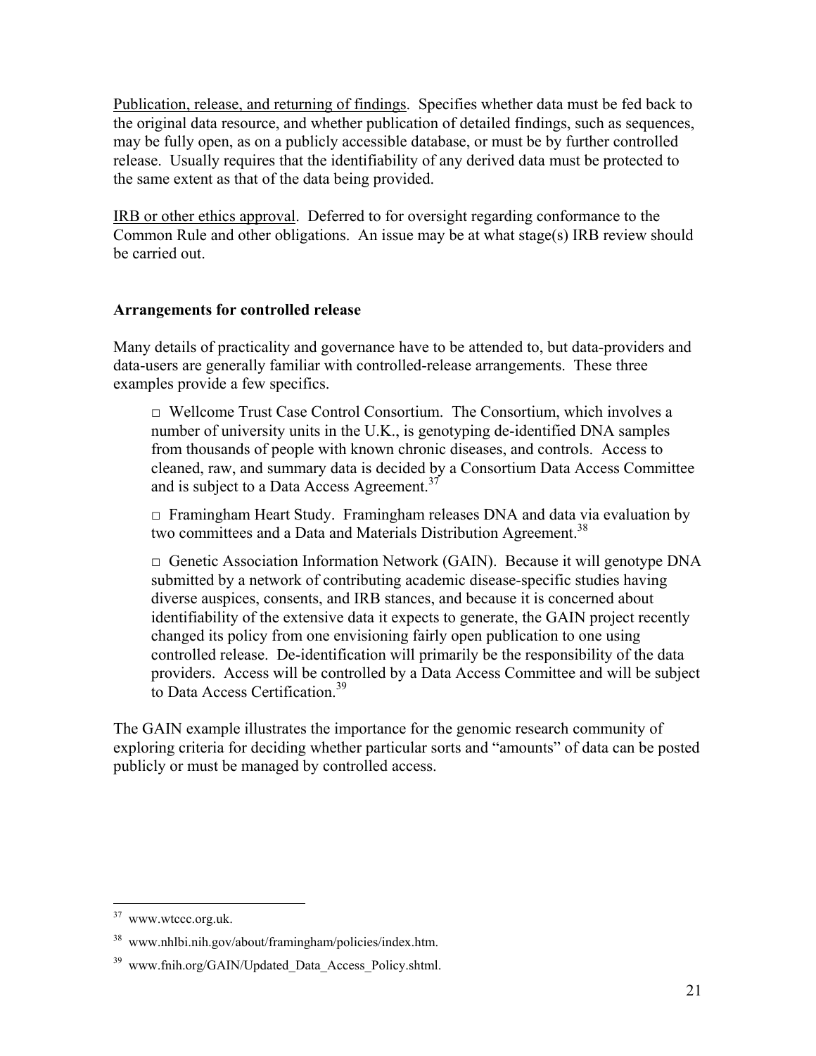Publication, release, and returning of findings. Specifies whether data must be fed back to the original data resource, and whether publication of detailed findings, such as sequences, may be fully open, as on a publicly accessible database, or must be by further controlled release. Usually requires that the identifiability of any derived data must be protected to the same extent as that of the data being provided.

IRB or other ethics approval. Deferred to for oversight regarding conformance to the Common Rule and other obligations. An issue may be at what stage(s) IRB review should be carried out.

**Arrangements for controlled release**

Many details of practicality and governance have to be attended to, but data-providers and data-users are generally familiar with controlled-release arrangements. These three examples provide a few specifics.

- Wellcome Trust Case Control Consortium. The Consortium, which involves a number of university units in the U.K., is genotyping de-identified DNA samples from thousands of people with known chronic diseases, and controls. Access to cleaned, raw, and summary data is decided by a Consortium Data Access Committee and is subject to a Data Access Agreement.[37]

- Framingham Heart Study. Framingham releases DNA and data via evaluation by two committees and a Data and Materials Distribution Agreement.[38]

- Genetic Association Information Network (GAIN). Because it will genotype DNA submitted by a network of contributing academic disease-specific studies having diverse auspices, consents, and IRB stances, and because it is concerned about identifiability of the extensive data it expects to generate, the GAIN project recently changed its policy from one envisioning fairly open publication to one using controlled release. De-identification will primarily be the responsibility of the data providers. Access will be controlled by a Data Access Committee and will be subject to Data Access Certification.[39]

The GAIN example illustrates the importance for the genomic research community of exploring criteria for deciding whether particular sorts and "amounts" of data can be posted publicly or must be managed by controlled access.

---

[37] www.wtccc.org.uk.

[38] www.nhlbi.nih.gov/about/framingham/policies/index.htm.

[39] www.fnih.org/GAIN/Updated_Data_Access_Policy.shtml.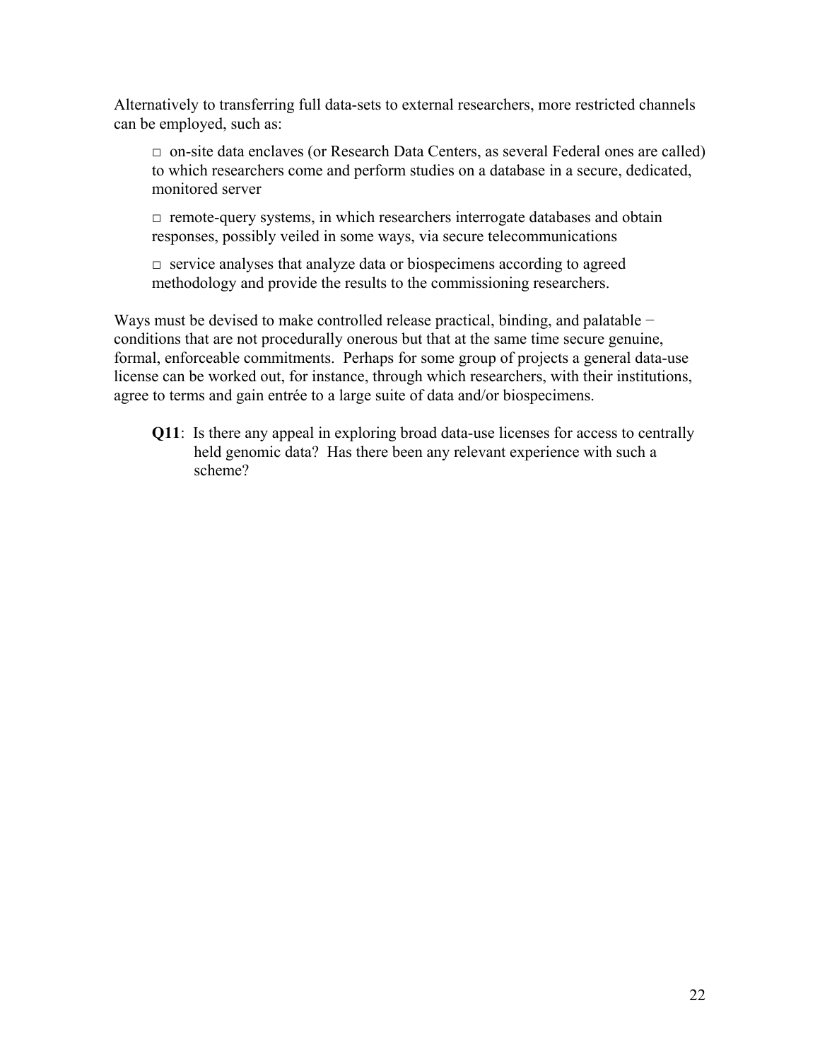Alternatively to transferring full data-sets to external researchers, more restricted channels can be employed, such as:

- □ on-site data enclaves (or Research Data Centers, as several Federal ones are called) to which researchers come and perform studies on a database in a secure, dedicated, monitored server
- □ remote-query systems, in which researchers interrogate databases and obtain responses, possibly veiled in some ways, via secure telecommunications
- □ service analyses that analyze data or biospecimens according to agreed methodology and provide the results to the commissioning researchers.

Ways must be devised to make controlled release practical, binding, and palatable − conditions that are not procedurally onerous but that at the same time secure genuine, formal, enforceable commitments. Perhaps for some group of projects a general data-use license can be worked out, for instance, through which researchers, with their institutions, agree to terms and gain entrée to a large suite of data and/or biospecimens.

> **Q11**: Is there any appeal in exploring broad data-use licenses for access to centrally held genomic data? Has there been any relevant experience with such a scheme?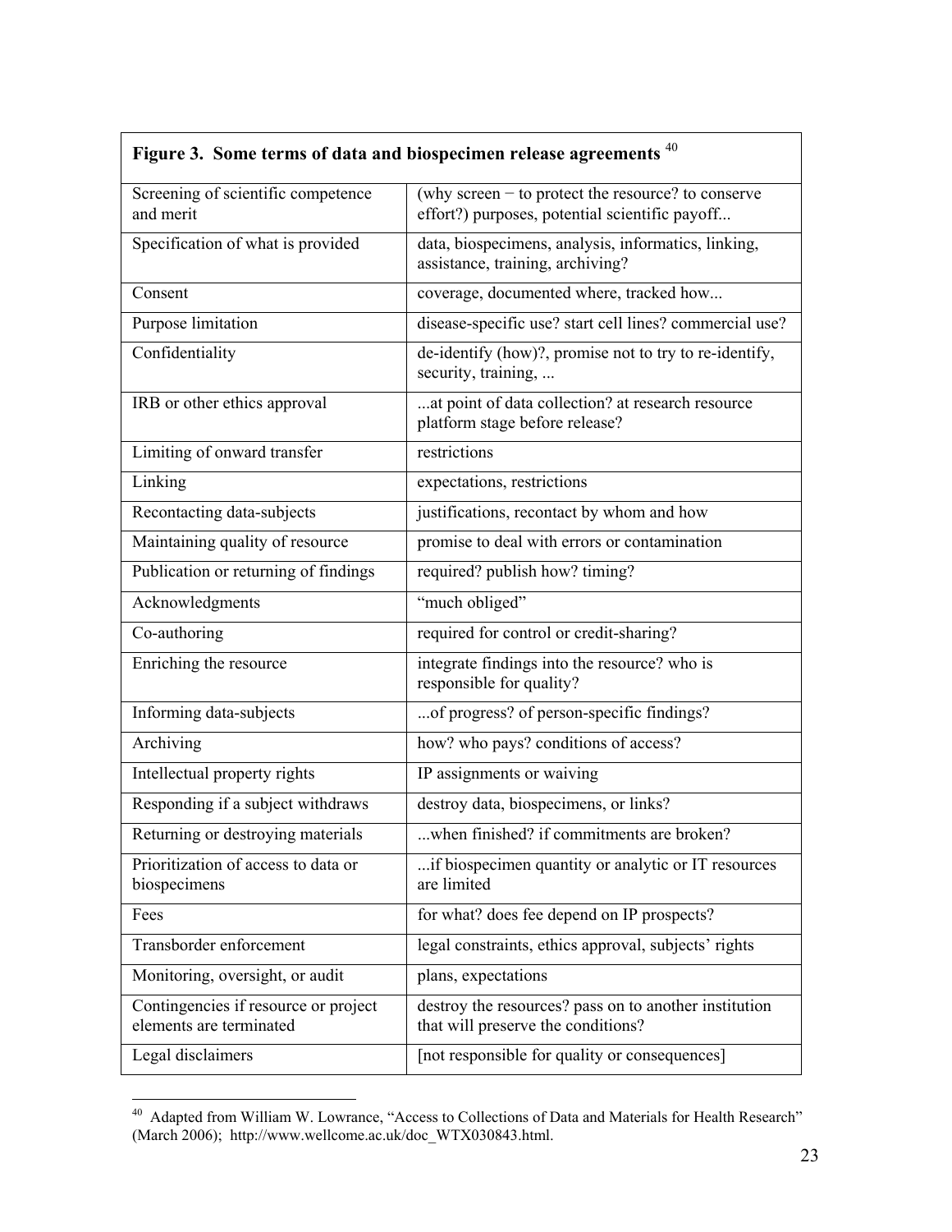| Figure 3. Some terms of data and biospecimen release agreements [40] | |
|---|---|
| Screening of scientific competence and merit | (why screen − to protect the resource? to conserve effort?) purposes, potential scientific payoff... |
| Specification of what is provided | data, biospecimens, analysis, informatics, linking, assistance, training, archiving? |
| Consent | coverage, documented where, tracked how... |
| Purpose limitation | disease-specific use? start cell lines? commercial use? |
| Confidentiality | de-identify (how)?, promise not to try to re-identify, security, training, ... |
| IRB or other ethics approval | ...at point of data collection? at research resource platform stage before release? |
| Limiting of onward transfer | restrictions |
| Linking | expectations, restrictions |
| Recontacting data-subjects | justifications, recontact by whom and how |
| Maintaining quality of resource | promise to deal with errors or contamination |
| Publication or returning of findings | required? publish how? timing? |
| Acknowledgments | "much obliged" |
| Co-authoring | required for control or credit-sharing? |
| Enriching the resource | integrate findings into the resource? who is responsible for quality? |
| Informing data-subjects | ...of progress? of person-specific findings? |
| Archiving | how? who pays? conditions of access? |
| Intellectual property rights | IP assignments or waiving |
| Responding if a subject withdraws | destroy data, biospecimens, or links? |
| Returning or destroying materials | ...when finished? if commitments are broken? |
| Prioritization of access to data or biospecimens | ...if biospecimen quantity or analytic or IT resources are limited |
| Fees | for what? does fee depend on IP prospects? |
| Transborder enforcement | legal constraints, ethics approval, subjects' rights |
| Monitoring, oversight, or audit | plans, expectations |
| Contingencies if resource or project elements are terminated | destroy the resources? pass on to another institution that will preserve the conditions? |
| Legal disclaimers | [not responsible for quality or consequences] |

[40] Adapted from William W. Lowrance, "Access to Collections of Data and Materials for Health Research" (March 2006); http://www.wellcome.ac.uk/doc_WTX030843.html.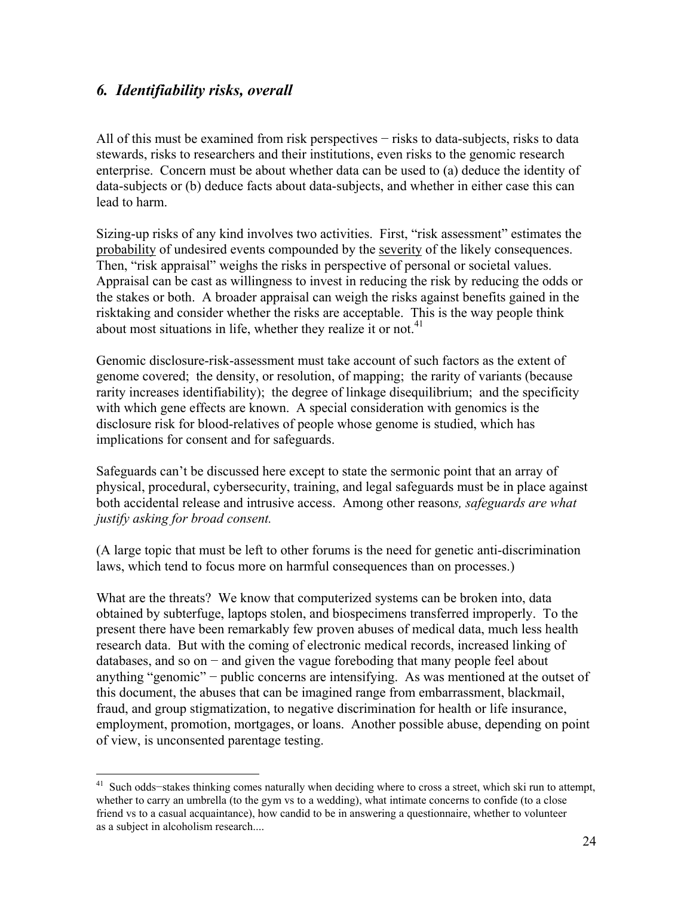## *6. Identifiability risks, overall*

All of this must be examined from risk perspectives − risks to data-subjects, risks to data stewards, risks to researchers and their institutions, even risks to the genomic research enterprise. Concern must be about whether data can be used to (a) deduce the identity of data-subjects or (b) deduce facts about data-subjects, and whether in either case this can lead to harm.

Sizing-up risks of any kind involves two activities. First, "risk assessment" estimates the probability of undesired events compounded by the severity of the likely consequences. Then, "risk appraisal" weighs the risks in perspective of personal or societal values. Appraisal can be cast as willingness to invest in reducing the risk by reducing the odds or the stakes or both. A broader appraisal can weigh the risks against benefits gained in the risktaking and consider whether the risks are acceptable. This is the way people think about most situations in life, whether they realize it or not.[41]

Genomic disclosure-risk-assessment must take account of such factors as the extent of genome covered; the density, or resolution, of mapping; the rarity of variants (because rarity increases identifiability); the degree of linkage disequilibrium; and the specificity with which gene effects are known. A special consideration with genomics is the disclosure risk for blood-relatives of people whose genome is studied, which has implications for consent and for safeguards.

Safeguards can't be discussed here except to state the sermonic point that an array of physical, procedural, cybersecurity, training, and legal safeguards must be in place against both accidental release and intrusive access. Among other reason*s, safeguards are what justify asking for broad consent.*

(A large topic that must be left to other forums is the need for genetic anti-discrimination laws, which tend to focus more on harmful consequences than on processes.)

What are the threats? We know that computerized systems can be broken into, data obtained by subterfuge, laptops stolen, and biospecimens transferred improperly. To the present there have been remarkably few proven abuses of medical data, much less health research data. But with the coming of electronic medical records, increased linking of databases, and so on − and given the vague foreboding that many people feel about anything "genomic" − public concerns are intensifying. As was mentioned at the outset of this document, the abuses that can be imagined range from embarrassment, blackmail, fraud, and group stigmatization, to negative discrimination for health or life insurance, employment, promotion, mortgages, or loans. Another possible abuse, depending on point of view, is unconsented parentage testing.

---

[41] Such odds−stakes thinking comes naturally when deciding where to cross a street, which ski run to attempt, whether to carry an umbrella (to the gym vs to a wedding), what intimate concerns to confide (to a close friend vs to a casual acquaintance), how candid to be in answering a questionnaire, whether to volunteer as a subject in alcoholism research....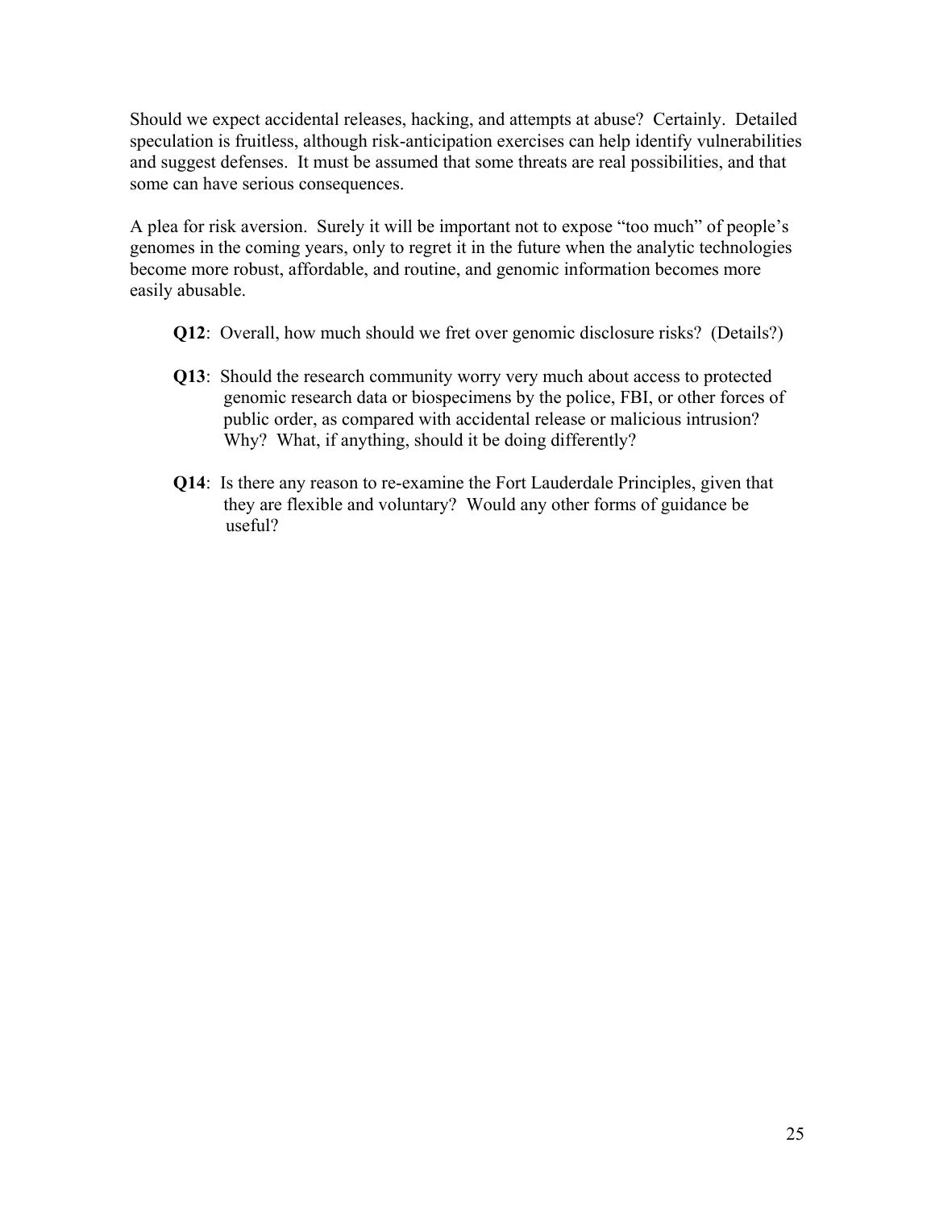Should we expect accidental releases, hacking, and attempts at abuse? Certainly. Detailed speculation is fruitless, although risk-anticipation exercises can help identify vulnerabilities and suggest defenses. It must be assumed that some threats are real possibilities, and that some can have serious consequences.

A plea for risk aversion. Surely it will be important not to expose "too much" of people's genomes in the coming years, only to regret it in the future when the analytic technologies become more robust, affordable, and routine, and genomic information becomes more easily abusable.

> **Q12**: Overall, how much should we fret over genomic disclosure risks? (Details?)
>
> **Q13**: Should the research community worry very much about access to protected genomic research data or biospecimens by the police, FBI, or other forces of public order, as compared with accidental release or malicious intrusion? Why? What, if anything, should it be doing differently?
>
> **Q14**: Is there any reason to re-examine the Fort Lauderdale Principles, given that they are flexible and voluntary? Would any other forms of guidance be useful?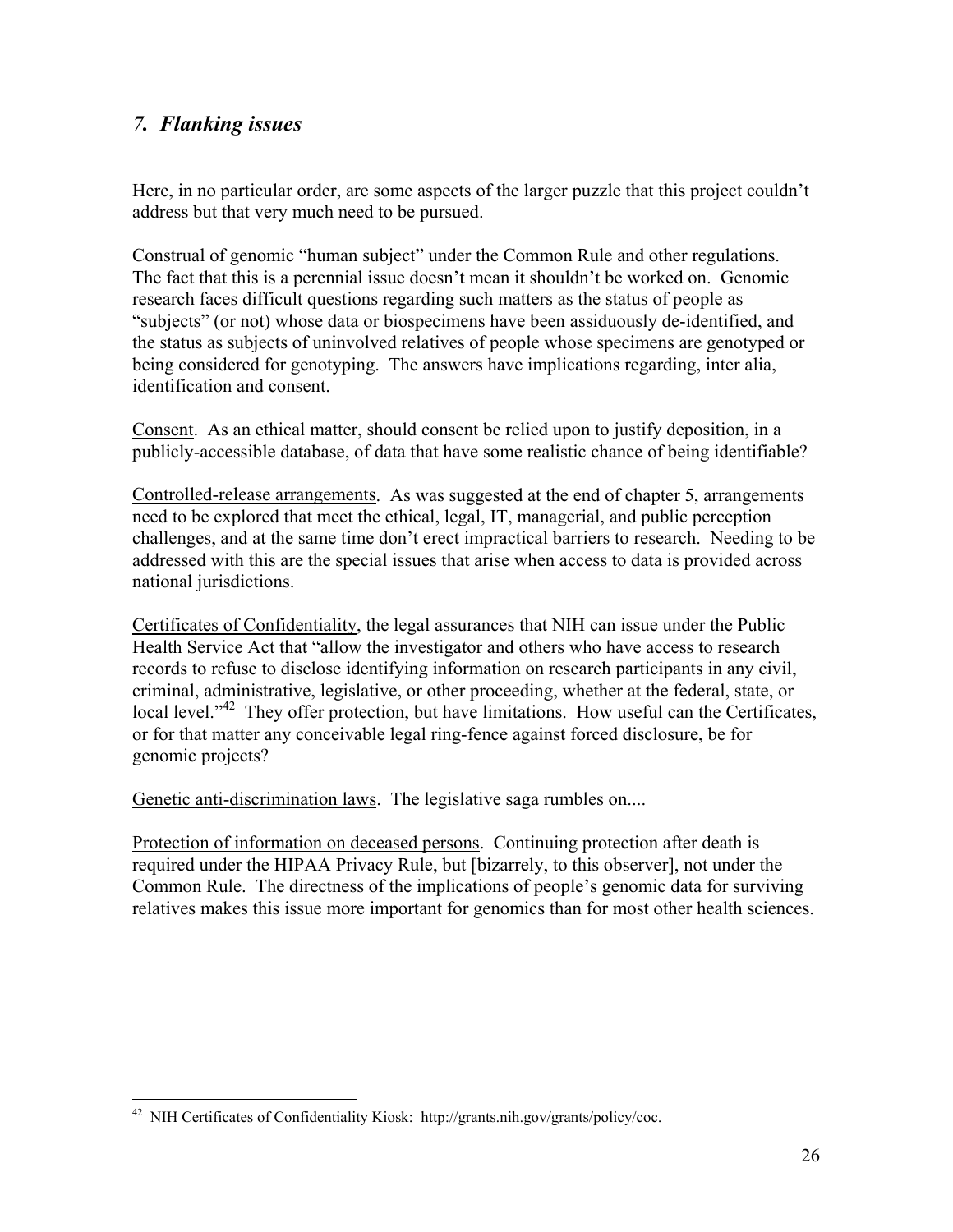## *7. Flanking issues*

Here, in no particular order, are some aspects of the larger puzzle that this project couldn't address but that very much need to be pursued.

Construal of genomic "human subject" under the Common Rule and other regulations. The fact that this is a perennial issue doesn't mean it shouldn't be worked on. Genomic research faces difficult questions regarding such matters as the status of people as "subjects" (or not) whose data or biospecimens have been assiduously de-identified, and the status as subjects of uninvolved relatives of people whose specimens are genotyped or being considered for genotyping. The answers have implications regarding, inter alia, identification and consent.

Consent. As an ethical matter, should consent be relied upon to justify deposition, in a publicly-accessible database, of data that have some realistic chance of being identifiable?

Controlled-release arrangements. As was suggested at the end of chapter 5, arrangements need to be explored that meet the ethical, legal, IT, managerial, and public perception challenges, and at the same time don't erect impractical barriers to research. Needing to be addressed with this are the special issues that arise when access to data is provided across national jurisdictions.

Certificates of Confidentiality, the legal assurances that NIH can issue under the Public Health Service Act that "allow the investigator and others who have access to research records to refuse to disclose identifying information on research participants in any civil, criminal, administrative, legislative, or other proceeding, whether at the federal, state, or local level."[42] They offer protection, but have limitations. How useful can the Certificates, or for that matter any conceivable legal ring-fence against forced disclosure, be for genomic projects?

Genetic anti-discrimination laws. The legislative saga rumbles on....

Protection of information on deceased persons. Continuing protection after death is required under the HIPAA Privacy Rule, but [bizarrely, to this observer], not under the Common Rule. The directness of the implications of people's genomic data for surviving relatives makes this issue more important for genomics than for most other health sciences.

---

[42] NIH Certificates of Confidentiality Kiosk: http://grants.nih.gov/grants/policy/coc.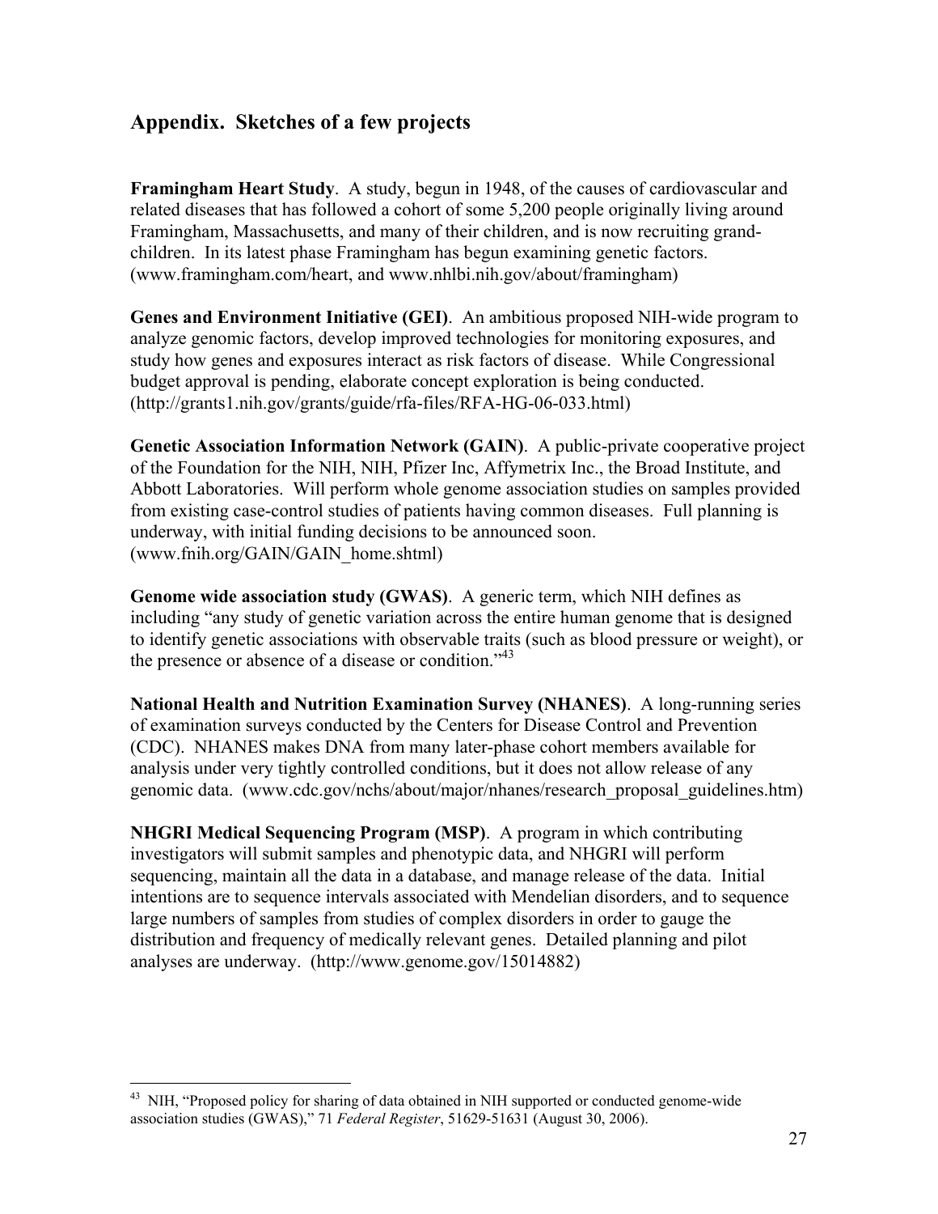## Appendix. Sketches of a few projects

**Framingham Heart Study**. A study, begun in 1948, of the causes of cardiovascular and related diseases that has followed a cohort of some 5,200 people originally living around Framingham, Massachusetts, and many of their children, and is now recruiting grand-children. In its latest phase Framingham has begun examining genetic factors. (www.framingham.com/heart, and www.nhlbi.nih.gov/about/framingham)

**Genes and Environment Initiative (GEI)**. An ambitious proposed NIH-wide program to analyze genomic factors, develop improved technologies for monitoring exposures, and study how genes and exposures interact as risk factors of disease. While Congressional budget approval is pending, elaborate concept exploration is being conducted. (http://grants1.nih.gov/grants/guide/rfa-files/RFA-HG-06-033.html)

**Genetic Association Information Network (GAIN)**. A public-private cooperative project of the Foundation for the NIH, NIH, Pfizer Inc, Affymetrix Inc., the Broad Institute, and Abbott Laboratories. Will perform whole genome association studies on samples provided from existing case-control studies of patients having common diseases. Full planning is underway, with initial funding decisions to be announced soon. (www.fnih.org/GAIN/GAIN_home.shtml)

**Genome wide association study (GWAS)**. A generic term, which NIH defines as including "any study of genetic variation across the entire human genome that is designed to identify genetic associations with observable traits (such as blood pressure or weight), or the presence or absence of a disease or condition."[43]

**National Health and Nutrition Examination Survey (NHANES)**. A long-running series of examination surveys conducted by the Centers for Disease Control and Prevention (CDC). NHANES makes DNA from many later-phase cohort members available for analysis under very tightly controlled conditions, but it does not allow release of any genomic data. (www.cdc.gov/nchs/about/major/nhanes/research_proposal_guidelines.htm)

**NHGRI Medical Sequencing Program (MSP)**. A program in which contributing investigators will submit samples and phenotypic data, and NHGRI will perform sequencing, maintain all the data in a database, and manage release of the data. Initial intentions are to sequence intervals associated with Mendelian disorders, and to sequence large numbers of samples from studies of complex disorders in order to gauge the distribution and frequency of medically relevant genes. Detailed planning and pilot analyses are underway. (http://www.genome.gov/15014882)

---

[43] NIH, "Proposed policy for sharing of data obtained in NIH supported or conducted genome-wide association studies (GWAS)," 71 *Federal Register*, 51629-51631 (August 30, 2006).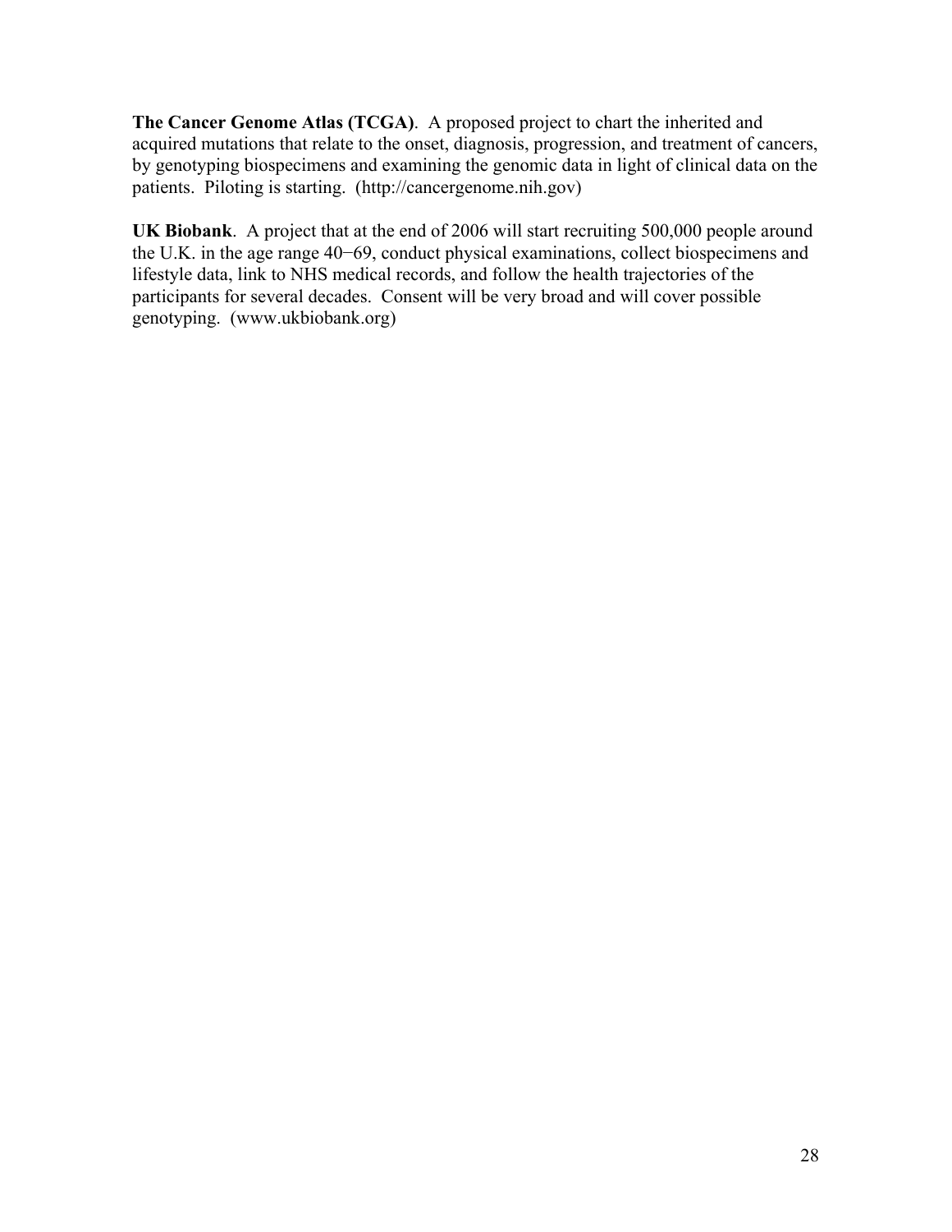**The Cancer Genome Atlas (TCGA)**. A proposed project to chart the inherited and acquired mutations that relate to the onset, diagnosis, progression, and treatment of cancers, by genotyping biospecimens and examining the genomic data in light of clinical data on the patients. Piloting is starting. (http://cancergenome.nih.gov)

**UK Biobank**. A project that at the end of 2006 will start recruiting 500,000 people around the U.K. in the age range 40−69, conduct physical examinations, collect biospecimens and lifestyle data, link to NHS medical records, and follow the health trajectories of the participants for several decades. Consent will be very broad and will cover possible genotyping. (www.ukbiobank.org)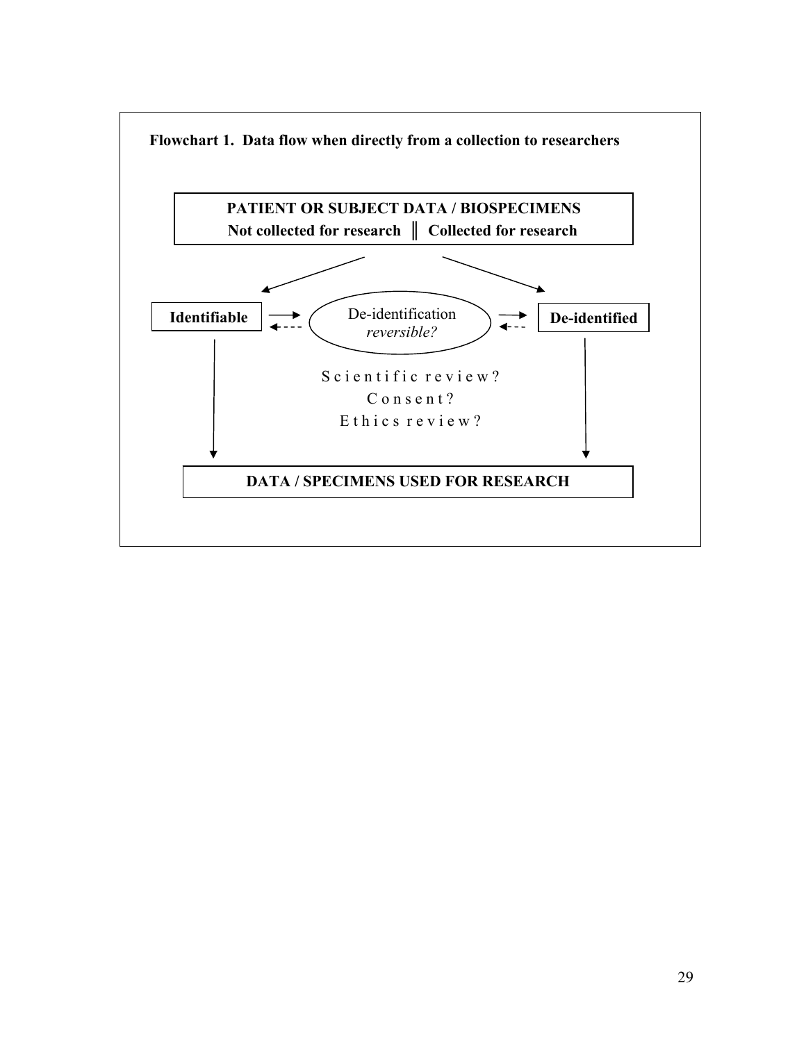**Flowchart 1. Data flow when directly from a collection to researchers**

**PATIENT OR SUBJECT DATA / BIOSPECIMENS**
**Not collected for research ║ Collected for research**

**Identifiable** → De-identification *reversible?* → **De-identified**

Scientific review?
Consent?
Ethics review?

**DATA / SPECIMENS USED FOR RESEARCH**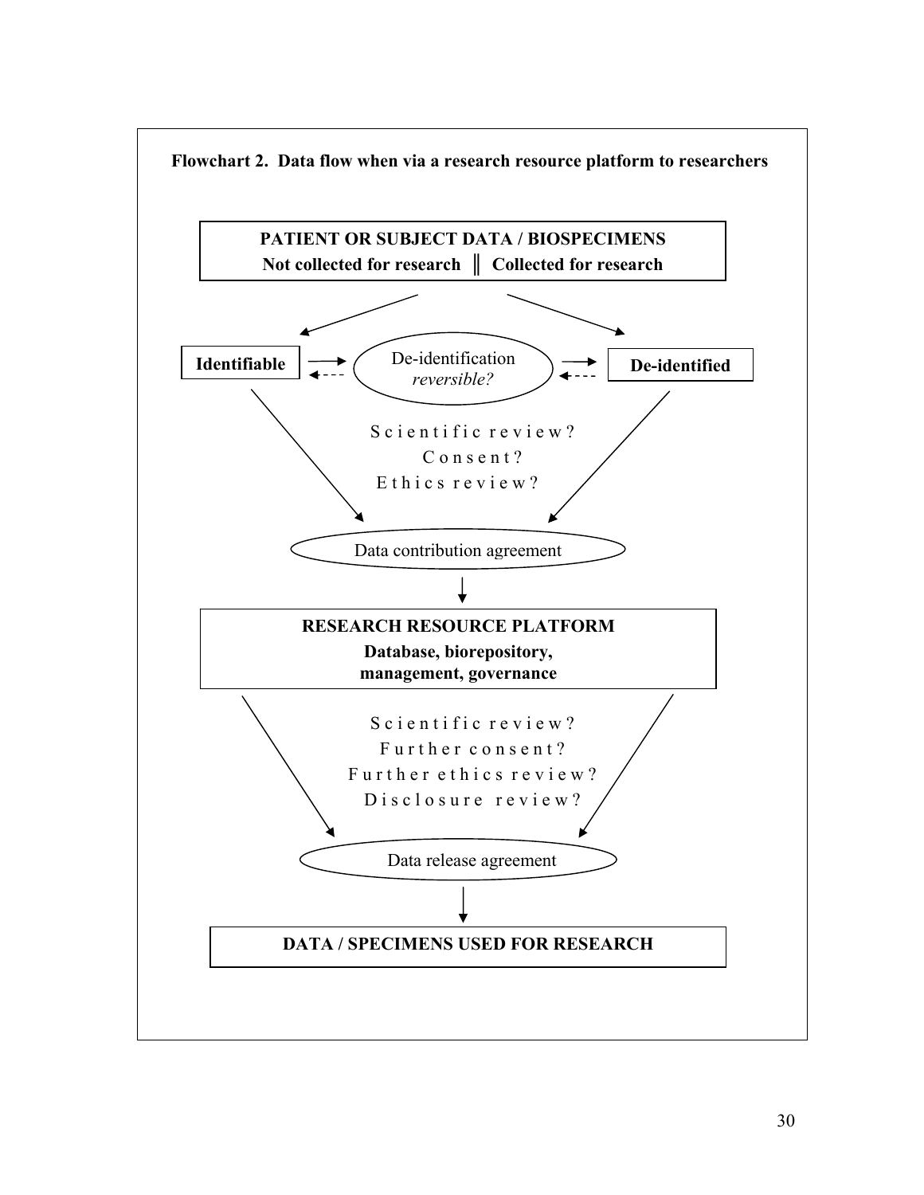**Flowchart 2. Data flow when via a research resource platform to researchers**

**PATIENT OR SUBJECT DATA / BIOSPECIMENS**
**Not collected for research ║ Collected for research**

**Identifiable**

De-identification
*reversible?*

**De-identified**

Scientific review?
Consent?
Ethics review?

Data contribution agreement

**RESEARCH RESOURCE PLATFORM**
**Database, biorepository, management, governance**

Scientific review?
Further consent?
Further ethics review?
Disclosure review?

Data release agreement

**DATA / SPECIMENS USED FOR RESEARCH**